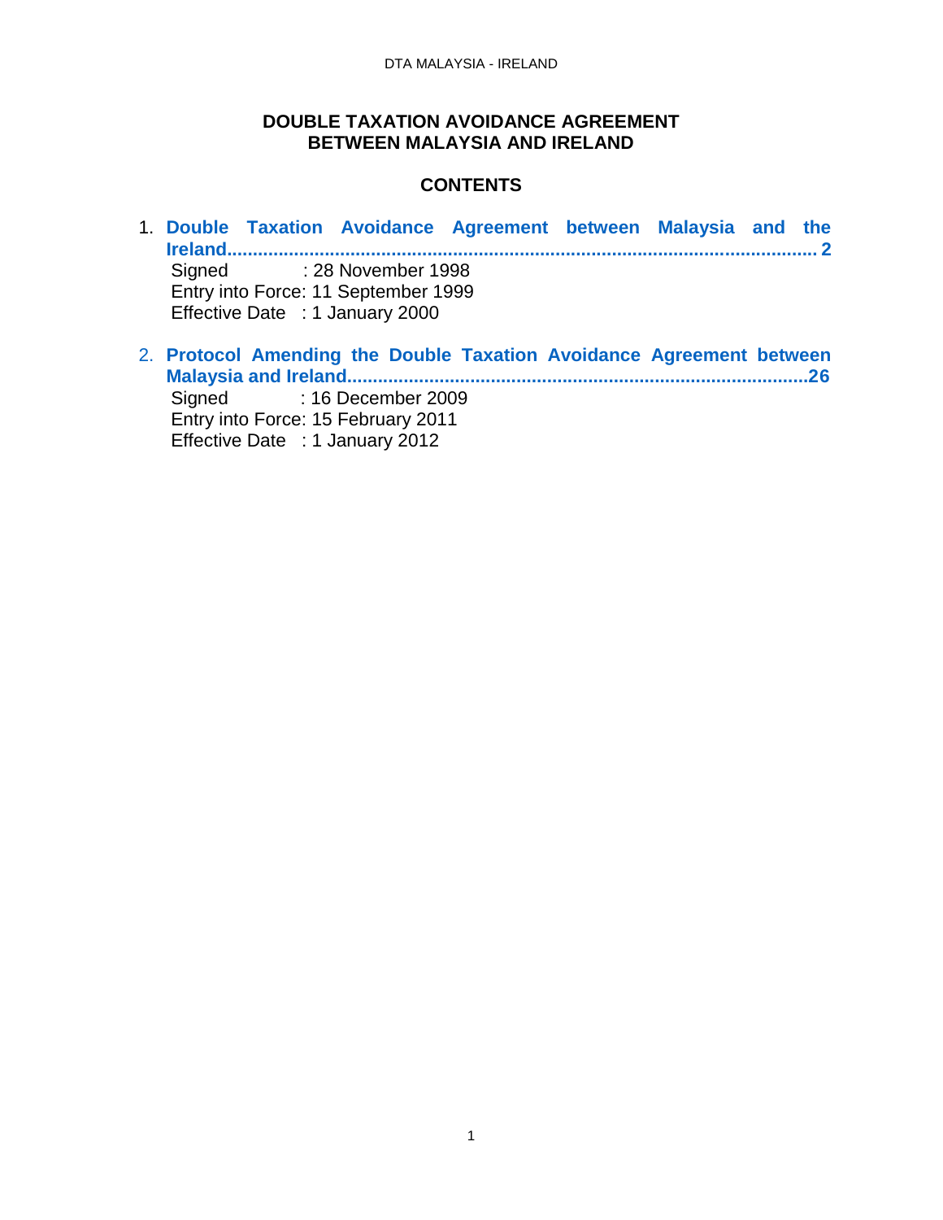# DOUBLE TAXATION AVOIDANCE AGREEMENT BETWEEN MALAYSIA AND IRELAND

## CONTENTS

1. **Double Taxation Avoidance Agreement between Malaysia and the Ireland................................................................................................................ 2**
   Signed : 28 November 1998
   Entry into Force: 11 September 1999
   Effective Date : 1 January 2000

2. **Protocol Amending the Double Taxation Avoidance Agreement between Malaysia and Ireland.......................................................................................26**
   Signed : 16 December 2009
   Entry into Force: 15 February 2011
   Effective Date : 1 January 2012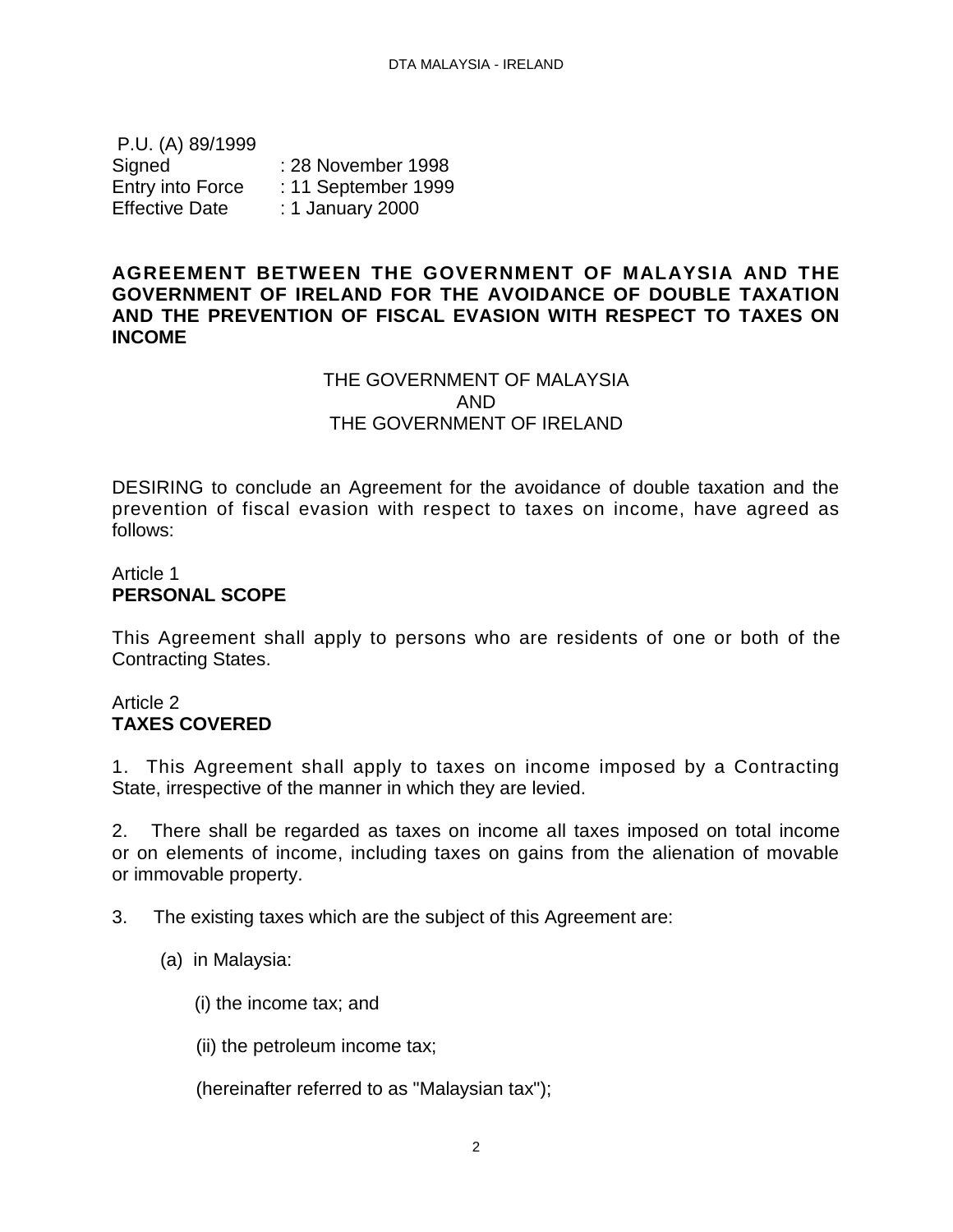P.U. (A) 89/1999

| | |
|---|---|
| Signed | : 28 November 1998 |
| Entry into Force | : 11 September 1999 |
| Effective Date | : 1 January 2000 |

**AGREEMENT BETWEEN THE GOVERNMENT OF MALAYSIA AND THE GOVERNMENT OF IRELAND FOR THE AVOIDANCE OF DOUBLE TAXATION AND THE PREVENTION OF FISCAL EVASION WITH RESPECT TO TAXES ON INCOME**

THE GOVERNMENT OF MALAYSIA
AND
THE GOVERNMENT OF IRELAND

DESIRING to conclude an Agreement for the avoidance of double taxation and the prevention of fiscal evasion with respect to taxes on income, have agreed as follows:

Article 1
**PERSONAL SCOPE**

This Agreement shall apply to persons who are residents of one or both of the Contracting States.

Article 2
**TAXES COVERED**

1. This Agreement shall apply to taxes on income imposed by a Contracting State, irrespective of the manner in which they are levied.

2. There shall be regarded as taxes on income all taxes imposed on total income or on elements of income, including taxes on gains from the alienation of movable or immovable property.

3. The existing taxes which are the subject of this Agreement are:

(a) in Malaysia:

(i) the income tax; and

(ii) the petroleum income tax;

(hereinafter referred to as "Malaysian tax");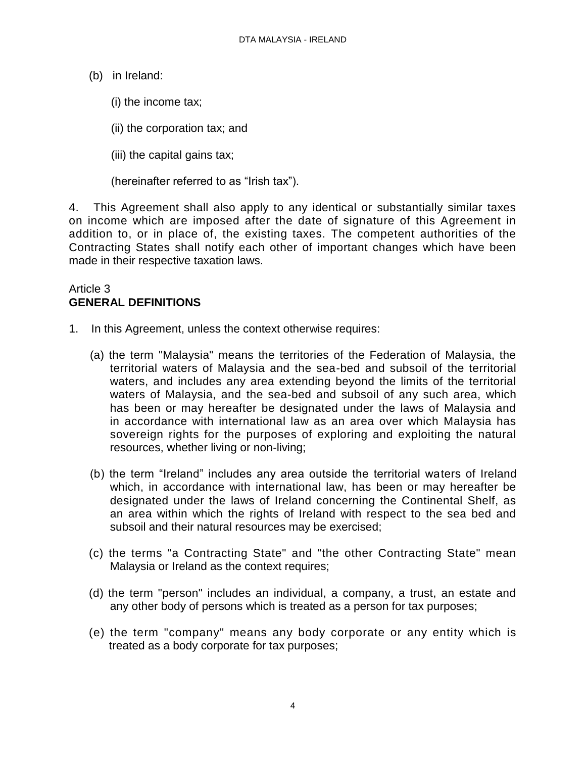(b) in Ireland:

(i) the income tax;

(ii) the corporation tax; and

(iii) the capital gains tax;

(hereinafter referred to as "Irish tax").

4. This Agreement shall also apply to any identical or substantially similar taxes on income which are imposed after the date of signature of this Agreement in addition to, or in place of, the existing taxes. The competent authorities of the Contracting States shall notify each other of important changes which have been made in their respective taxation laws.

## Article 3
## **GENERAL DEFINITIONS**

1. In this Agreement, unless the context otherwise requires:

(a) the term "Malaysia" means the territories of the Federation of Malaysia, the territorial waters of Malaysia and the sea-bed and subsoil of the territorial waters, and includes any area extending beyond the limits of the territorial waters of Malaysia, and the sea-bed and subsoil of any such area, which has been or may hereafter be designated under the laws of Malaysia and in accordance with international law as an area over which Malaysia has sovereign rights for the purposes of exploring and exploiting the natural resources, whether living or non-living;

(b) the term "Ireland" includes any area outside the territorial waters of Ireland which, in accordance with international law, has been or may hereafter be designated under the laws of Ireland concerning the Continental Shelf, as an area within which the rights of Ireland with respect to the sea bed and subsoil and their natural resources may be exercised;

(c) the terms "a Contracting State" and "the other Contracting State" mean Malaysia or Ireland as the context requires;

(d) the term "person" includes an individual, a company, a trust, an estate and any other body of persons which is treated as a person for tax purposes;

(e) the term "company" means any body corporate or any entity which is treated as a body corporate for tax purposes;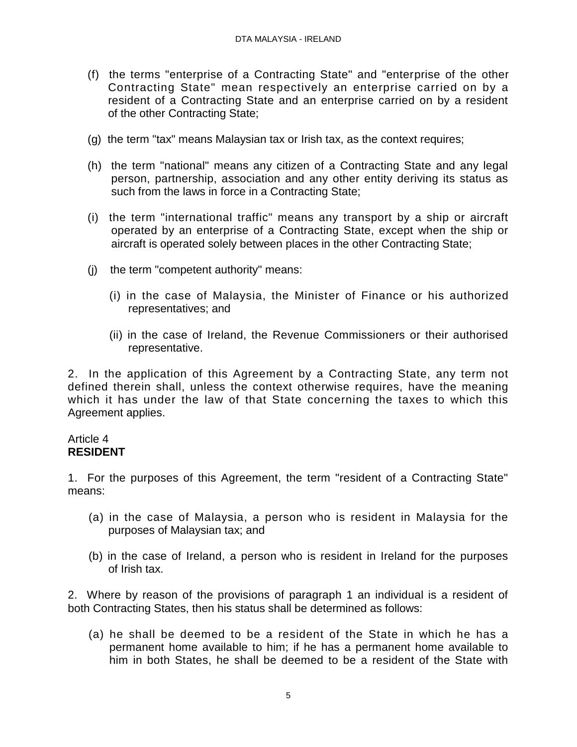(f) the terms "enterprise of a Contracting State" and "enterprise of the other Contracting State" mean respectively an enterprise carried on by a resident of a Contracting State and an enterprise carried on by a resident of the other Contracting State;

(g) the term "tax" means Malaysian tax or Irish tax, as the context requires;

(h) the term "national" means any citizen of a Contracting State and any legal person, partnership, association and any other entity deriving its status as such from the laws in force in a Contracting State;

(i) the term "international traffic" means any transport by a ship or aircraft operated by an enterprise of a Contracting State, except when the ship or aircraft is operated solely between places in the other Contracting State;

(j) the term "competent authority" means:

(i) in the case of Malaysia, the Minister of Finance or his authorized representatives; and

(ii) in the case of Ireland, the Revenue Commissioners or their authorised representative.

2. In the application of this Agreement by a Contracting State, any term not defined therein shall, unless the context otherwise requires, have the meaning which it has under the law of that State concerning the taxes to which this Agreement applies.

Article 4
**RESIDENT**

1. For the purposes of this Agreement, the term "resident of a Contracting State" means:

(a) in the case of Malaysia, a person who is resident in Malaysia for the purposes of Malaysian tax; and

(b) in the case of Ireland, a person who is resident in Ireland for the purposes of Irish tax.

2. Where by reason of the provisions of paragraph 1 an individual is a resident of both Contracting States, then his status shall be determined as follows:

(a) he shall be deemed to be a resident of the State in which he has a permanent home available to him; if he has a permanent home available to him in both States, he shall be deemed to be a resident of the State with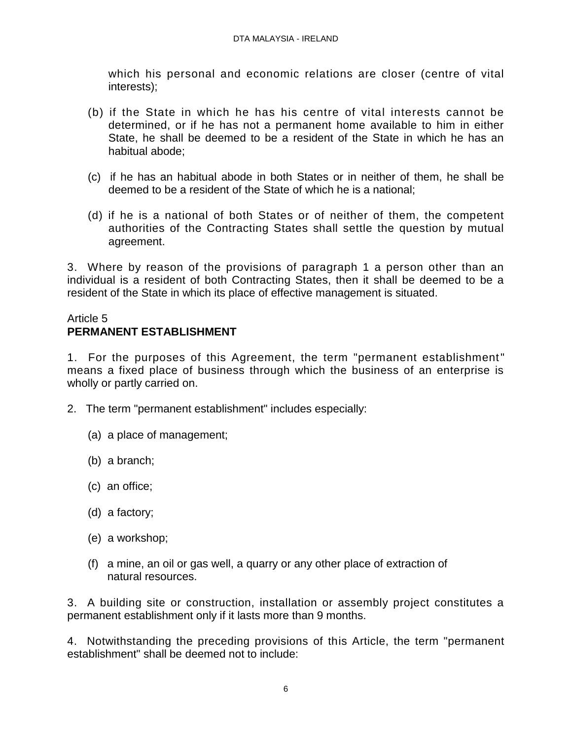which his personal and economic relations are closer (centre of vital interests);

(b) if the State in which he has his centre of vital interests cannot be determined, or if he has not a permanent home available to him in either State, he shall be deemed to be a resident of the State in which he has an habitual abode;

(c) if he has an habitual abode in both States or in neither of them, he shall be deemed to be a resident of the State of which he is a national;

(d) if he is a national of both States or of neither of them, the competent authorities of the Contracting States shall settle the question by mutual agreement.

3. Where by reason of the provisions of paragraph 1 a person other than an individual is a resident of both Contracting States, then it shall be deemed to be a resident of the State in which its place of effective management is situated.

Article 5
**PERMANENT ESTABLISHMENT**

1. For the purposes of this Agreement, the term "permanent establishment" means a fixed place of business through which the business of an enterprise is wholly or partly carried on.

2. The term "permanent establishment" includes especially:

(a) a place of management;

(b) a branch;

(c) an office;

(d) a factory;

(e) a workshop;

(f) a mine, an oil or gas well, a quarry or any other place of extraction of natural resources.

3. A building site or construction, installation or assembly project constitutes a permanent establishment only if it lasts more than 9 months.

4. Notwithstanding the preceding provisions of this Article, the term "permanent establishment" shall be deemed not to include: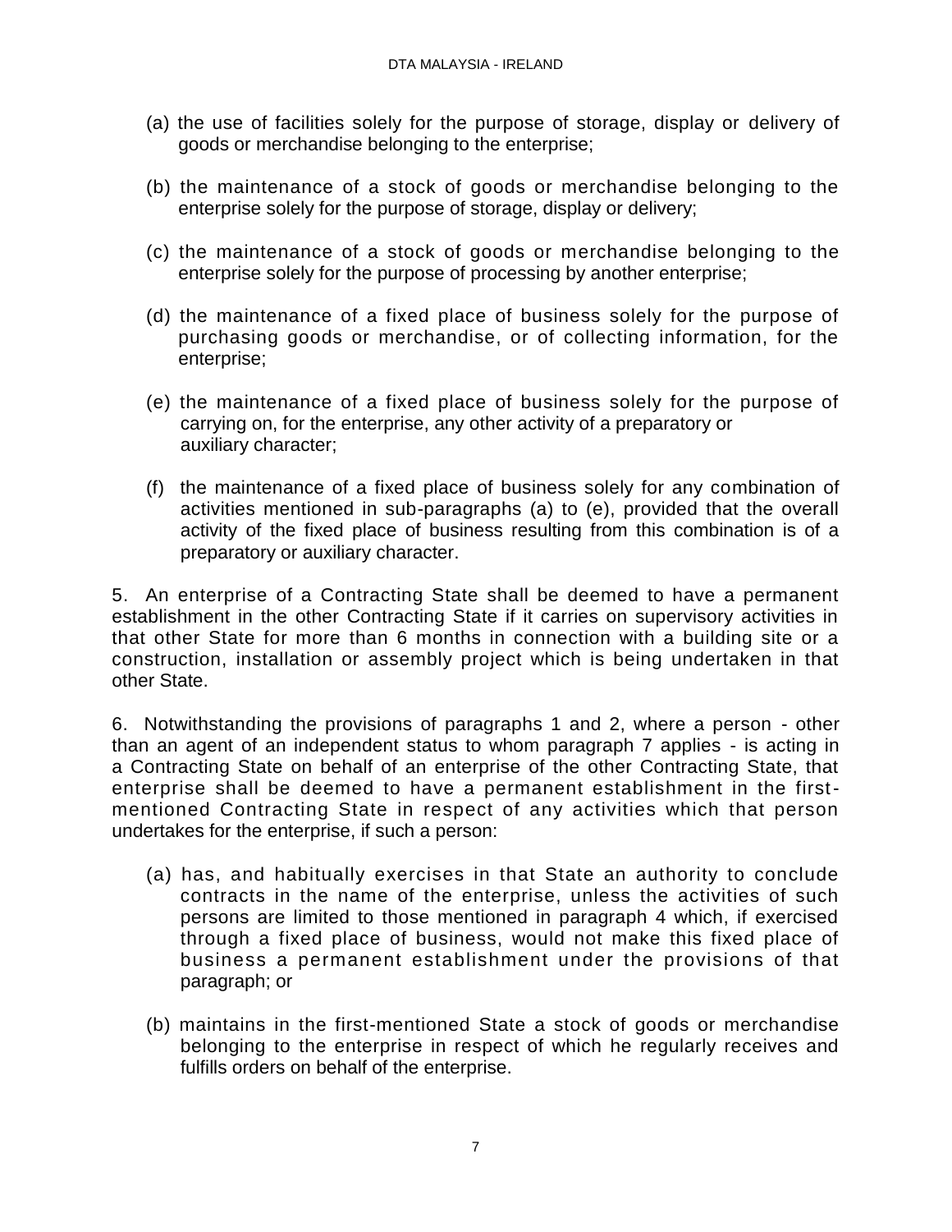(a) the use of facilities solely for the purpose of storage, display or delivery of goods or merchandise belonging to the enterprise;

(b) the maintenance of a stock of goods or merchandise belonging to the enterprise solely for the purpose of storage, display or delivery;

(c) the maintenance of a stock of goods or merchandise belonging to the enterprise solely for the purpose of processing by another enterprise;

(d) the maintenance of a fixed place of business solely for the purpose of purchasing goods or merchandise, or of collecting information, for the enterprise;

(e) the maintenance of a fixed place of business solely for the purpose of carrying on, for the enterprise, any other activity of a preparatory or auxiliary character;

(f) the maintenance of a fixed place of business solely for any combination of activities mentioned in sub-paragraphs (a) to (e), provided that the overall activity of the fixed place of business resulting from this combination is of a preparatory or auxiliary character.

5. An enterprise of a Contracting State shall be deemed to have a permanent establishment in the other Contracting State if it carries on supervisory activities in that other State for more than 6 months in connection with a building site or a construction, installation or assembly project which is being undertaken in that other State.

6. Notwithstanding the provisions of paragraphs 1 and 2, where a person - other than an agent of an independent status to whom paragraph 7 applies - is acting in a Contracting State on behalf of an enterprise of the other Contracting State, that enterprise shall be deemed to have a permanent establishment in the first-mentioned Contracting State in respect of any activities which that person undertakes for the enterprise, if such a person:

(a) has, and habitually exercises in that State an authority to conclude contracts in the name of the enterprise, unless the activities of such persons are limited to those mentioned in paragraph 4 which, if exercised through a fixed place of business, would not make this fixed place of business a permanent establishment under the provisions of that paragraph; or

(b) maintains in the first-mentioned State a stock of goods or merchandise belonging to the enterprise in respect of which he regularly receives and fulfills orders on behalf of the enterprise.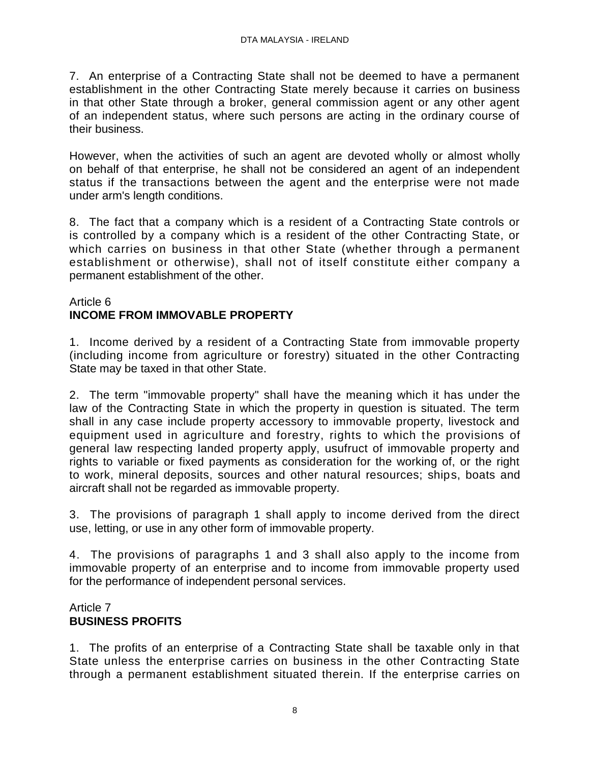7. An enterprise of a Contracting State shall not be deemed to have a permanent establishment in the other Contracting State merely because it carries on business in that other State through a broker, general commission agent or any other agent of an independent status, where such persons are acting in the ordinary course of their business.

However, when the activities of such an agent are devoted wholly or almost wholly on behalf of that enterprise, he shall not be considered an agent of an independent status if the transactions between the agent and the enterprise were not made under arm's length conditions.

8. The fact that a company which is a resident of a Contracting State controls or is controlled by a company which is a resident of the other Contracting State, or which carries on business in that other State (whether through a permanent establishment or otherwise), shall not of itself constitute either company a permanent establishment of the other.

## Article 6
## INCOME FROM IMMOVABLE PROPERTY

1. Income derived by a resident of a Contracting State from immovable property (including income from agriculture or forestry) situated in the other Contracting State may be taxed in that other State.

2. The term "immovable property" shall have the meaning which it has under the law of the Contracting State in which the property in question is situated. The term shall in any case include property accessory to immovable property, livestock and equipment used in agriculture and forestry, rights to which the provisions of general law respecting landed property apply, usufruct of immovable property and rights to variable or fixed payments as consideration for the working of, or the right to work, mineral deposits, sources and other natural resources; ships, boats and aircraft shall not be regarded as immovable property.

3. The provisions of paragraph 1 shall apply to income derived from the direct use, letting, or use in any other form of immovable property.

4. The provisions of paragraphs 1 and 3 shall also apply to the income from immovable property of an enterprise and to income from immovable property used for the performance of independent personal services.

## Article 7
## BUSINESS PROFITS

1. The profits of an enterprise of a Contracting State shall be taxable only in that State unless the enterprise carries on business in the other Contracting State through a permanent establishment situated therein. If the enterprise carries on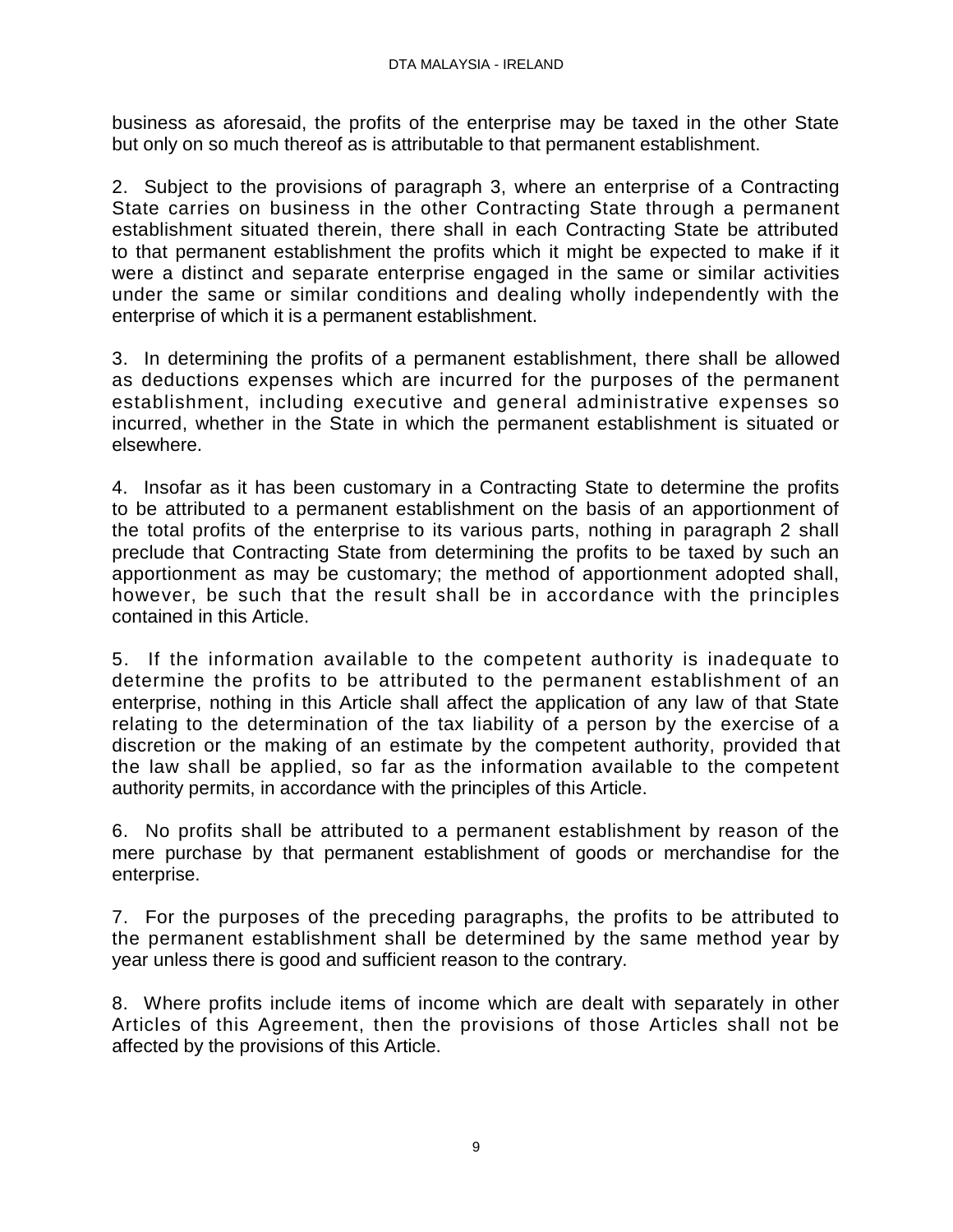business as aforesaid, the profits of the enterprise may be taxed in the other State but only on so much thereof as is attributable to that permanent establishment.

2. Subject to the provisions of paragraph 3, where an enterprise of a Contracting State carries on business in the other Contracting State through a permanent establishment situated therein, there shall in each Contracting State be attributed to that permanent establishment the profits which it might be expected to make if it were a distinct and separate enterprise engaged in the same or similar activities under the same or similar conditions and dealing wholly independently with the enterprise of which it is a permanent establishment.

3. In determining the profits of a permanent establishment, there shall be allowed as deductions expenses which are incurred for the purposes of the permanent establishment, including executive and general administrative expenses so incurred, whether in the State in which the permanent establishment is situated or elsewhere.

4. Insofar as it has been customary in a Contracting State to determine the profits to be attributed to a permanent establishment on the basis of an apportionment of the total profits of the enterprise to its various parts, nothing in paragraph 2 shall preclude that Contracting State from determining the profits to be taxed by such an apportionment as may be customary; the method of apportionment adopted shall, however, be such that the result shall be in accordance with the principles contained in this Article.

5. If the information available to the competent authority is inadequate to determine the profits to be attributed to the permanent establishment of an enterprise, nothing in this Article shall affect the application of any law of that State relating to the determination of the tax liability of a person by the exercise of a discretion or the making of an estimate by the competent authority, provided that the law shall be applied, so far as the information available to the competent authority permits, in accordance with the principles of this Article.

6. No profits shall be attributed to a permanent establishment by reason of the mere purchase by that permanent establishment of goods or merchandise for the enterprise.

7. For the purposes of the preceding paragraphs, the profits to be attributed to the permanent establishment shall be determined by the same method year by year unless there is good and sufficient reason to the contrary.

8. Where profits include items of income which are dealt with separately in other Articles of this Agreement, then the provisions of those Articles shall not be affected by the provisions of this Article.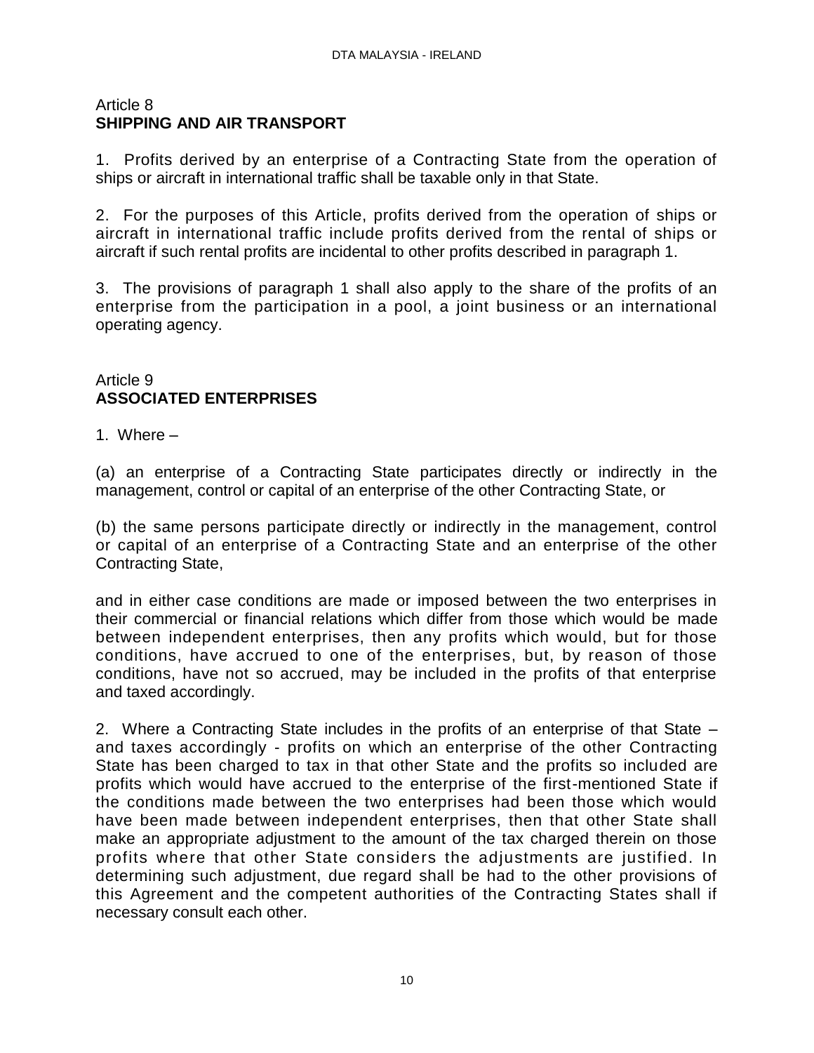## Article 8
## SHIPPING AND AIR TRANSPORT

1. Profits derived by an enterprise of a Contracting State from the operation of ships or aircraft in international traffic shall be taxable only in that State.

2. For the purposes of this Article, profits derived from the operation of ships or aircraft in international traffic include profits derived from the rental of ships or aircraft if such rental profits are incidental to other profits described in paragraph 1.

3. The provisions of paragraph 1 shall also apply to the share of the profits of an enterprise from the participation in a pool, a joint business or an international operating agency.

## Article 9
## ASSOCIATED ENTERPRISES

1. Where –

(a) an enterprise of a Contracting State participates directly or indirectly in the management, control or capital of an enterprise of the other Contracting State, or

(b) the same persons participate directly or indirectly in the management, control or capital of an enterprise of a Contracting State and an enterprise of the other Contracting State,

and in either case conditions are made or imposed between the two enterprises in their commercial or financial relations which differ from those which would be made between independent enterprises, then any profits which would, but for those conditions, have accrued to one of the enterprises, but, by reason of those conditions, have not so accrued, may be included in the profits of that enterprise and taxed accordingly.

2. Where a Contracting State includes in the profits of an enterprise of that State – and taxes accordingly - profits on which an enterprise of the other Contracting State has been charged to tax in that other State and the profits so included are profits which would have accrued to the enterprise of the first-mentioned State if the conditions made between the two enterprises had been those which would have been made between independent enterprises, then that other State shall make an appropriate adjustment to the amount of the tax charged therein on those profits where that other State considers the adjustments are justified. In determining such adjustment, due regard shall be had to the other provisions of this Agreement and the competent authorities of the Contracting States shall if necessary consult each other.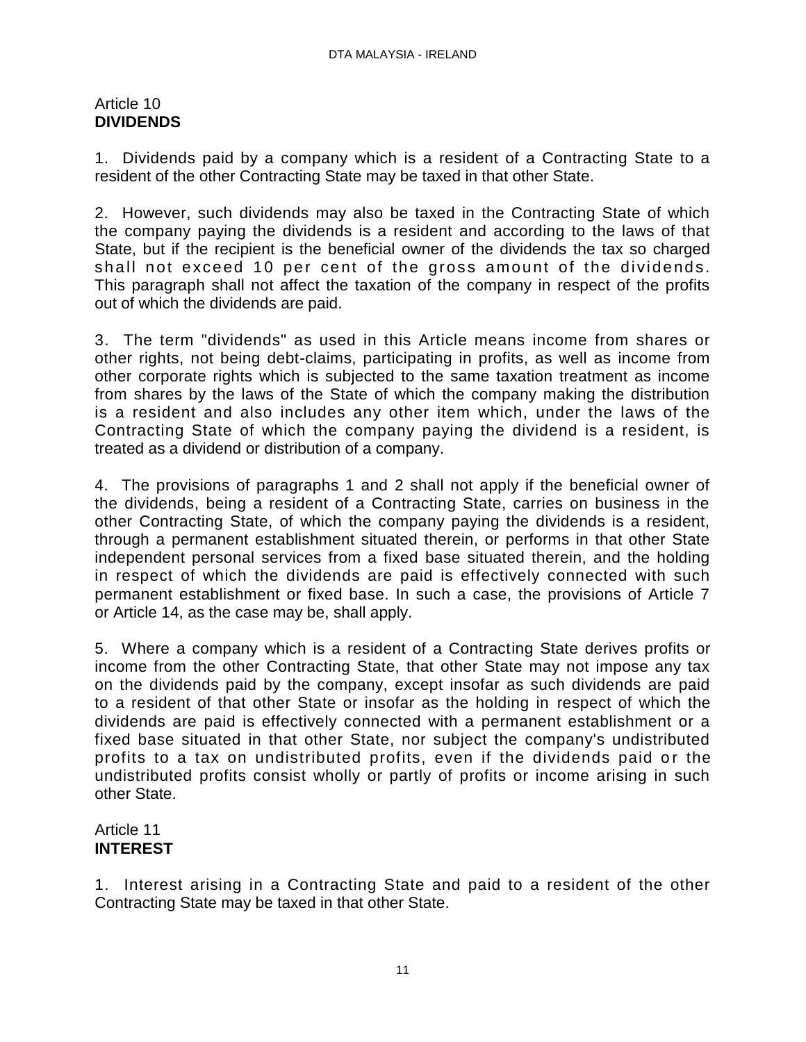## Article 10
**DIVIDENDS**

1. Dividends paid by a company which is a resident of a Contracting State to a resident of the other Contracting State may be taxed in that other State.

2. However, such dividends may also be taxed in the Contracting State of which the company paying the dividends is a resident and according to the laws of that State, but if the recipient is the beneficial owner of the dividends the tax so charged shall not exceed 10 per cent of the gross amount of the dividends. This paragraph shall not affect the taxation of the company in respect of the profits out of which the dividends are paid.

3. The term "dividends" as used in this Article means income from shares or other rights, not being debt-claims, participating in profits, as well as income from other corporate rights which is subjected to the same taxation treatment as income from shares by the laws of the State of which the company making the distribution is a resident and also includes any other item which, under the laws of the Contracting State of which the company paying the dividend is a resident, is treated as a dividend or distribution of a company.

4. The provisions of paragraphs 1 and 2 shall not apply if the beneficial owner of the dividends, being a resident of a Contracting State, carries on business in the other Contracting State, of which the company paying the dividends is a resident, through a permanent establishment situated therein, or performs in that other State independent personal services from a fixed base situated therein, and the holding in respect of which the dividends are paid is effectively connected with such permanent establishment or fixed base. In such a case, the provisions of Article 7 or Article 14, as the case may be, shall apply.

5. Where a company which is a resident of a Contracting State derives profits or income from the other Contracting State, that other State may not impose any tax on the dividends paid by the company, except insofar as such dividends are paid to a resident of that other State or insofar as the holding in respect of which the dividends are paid is effectively connected with a permanent establishment or a fixed base situated in that other State, nor subject the company's undistributed profits to a tax on undistributed profits, even if the dividends paid or the undistributed profits consist wholly or partly of profits or income arising in such other State.

## Article 11
**INTEREST**

1. Interest arising in a Contracting State and paid to a resident of the other Contracting State may be taxed in that other State.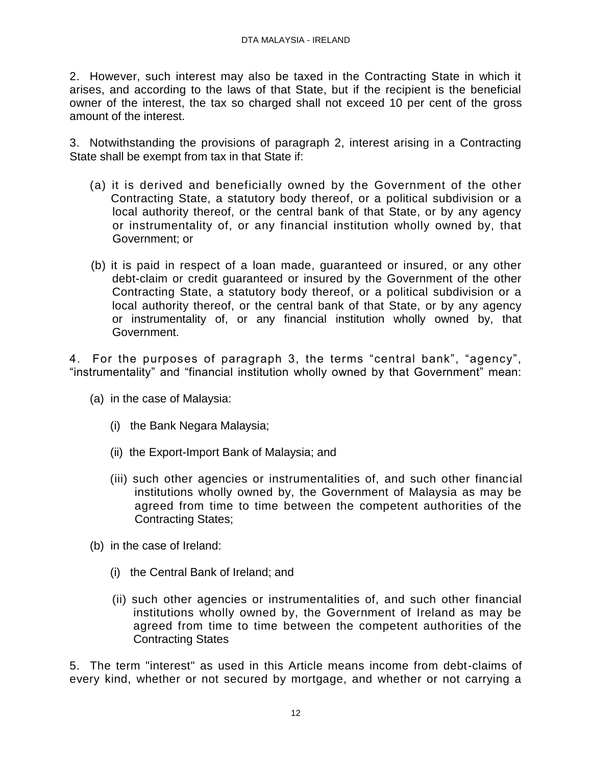2. However, such interest may also be taxed in the Contracting State in which it arises, and according to the laws of that State, but if the recipient is the beneficial owner of the interest, the tax so charged shall not exceed 10 per cent of the gross amount of the interest.

3. Notwithstanding the provisions of paragraph 2, interest arising in a Contracting State shall be exempt from tax in that State if:

(a) it is derived and beneficially owned by the Government of the other Contracting State, a statutory body thereof, or a political subdivision or a local authority thereof, or the central bank of that State, or by any agency or instrumentality of, or any financial institution wholly owned by, that Government; or

(b) it is paid in respect of a loan made, guaranteed or insured, or any other debt-claim or credit guaranteed or insured by the Government of the other Contracting State, a statutory body thereof, or a political subdivision or a local authority thereof, or the central bank of that State, or by any agency or instrumentality of, or any financial institution wholly owned by, that Government.

4. For the purposes of paragraph 3, the terms "central bank", "agency", "instrumentality" and "financial institution wholly owned by that Government" mean:

(a) in the case of Malaysia:

(i) the Bank Negara Malaysia;

(ii) the Export-Import Bank of Malaysia; and

(iii) such other agencies or instrumentalities of, and such other financial institutions wholly owned by, the Government of Malaysia as may be agreed from time to time between the competent authorities of the Contracting States;

(b) in the case of Ireland:

(i) the Central Bank of Ireland; and

(ii) such other agencies or instrumentalities of, and such other financial institutions wholly owned by, the Government of Ireland as may be agreed from time to time between the competent authorities of the Contracting States

5. The term "interest" as used in this Article means income from debt-claims of every kind, whether or not secured by mortgage, and whether or not carrying a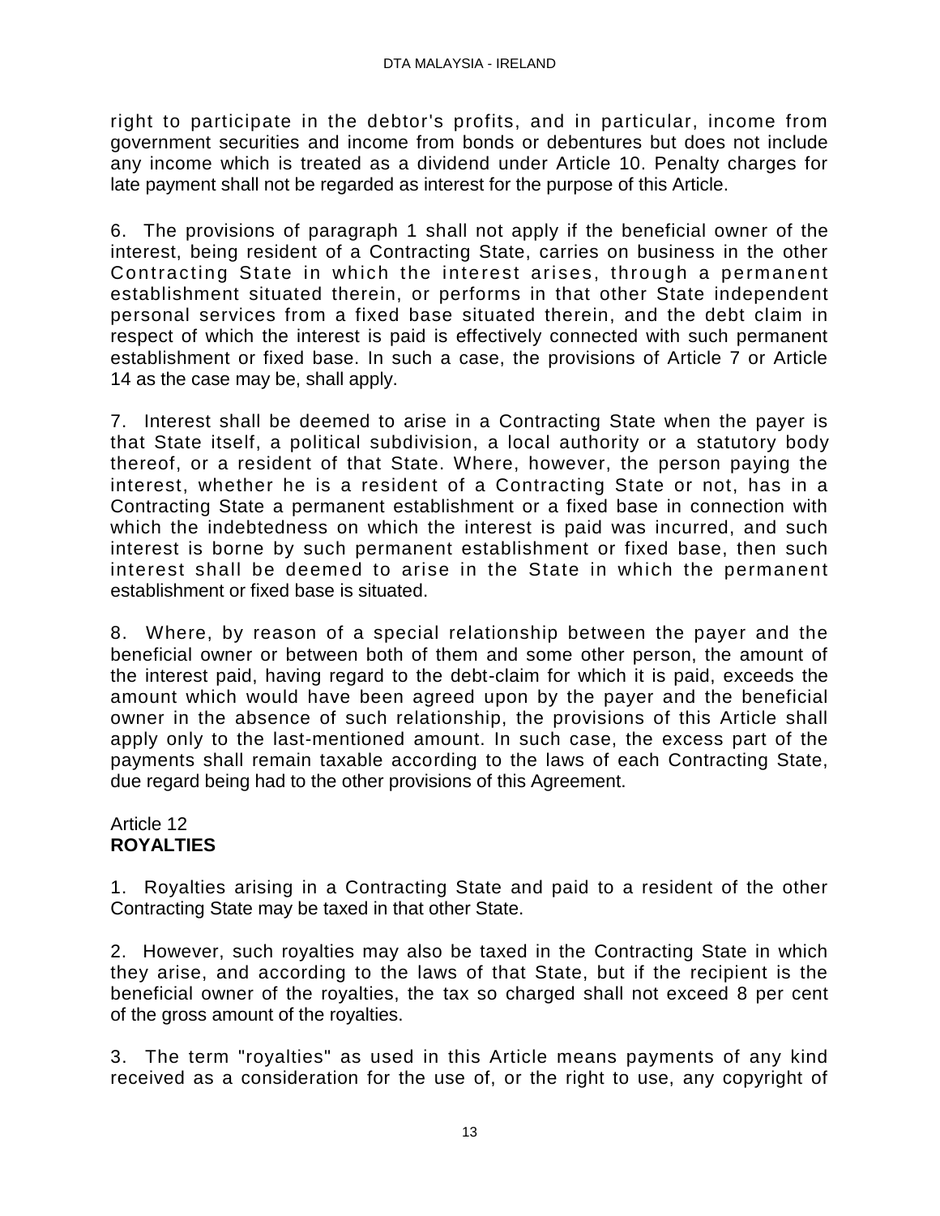right to participate in the debtor's profits, and in particular, income from government securities and income from bonds or debentures but does not include any income which is treated as a dividend under Article 10. Penalty charges for late payment shall not be regarded as interest for the purpose of this Article.

6. The provisions of paragraph 1 shall not apply if the beneficial owner of the interest, being resident of a Contracting State, carries on business in the other Contracting State in which the interest arises, through a permanent establishment situated therein, or performs in that other State independent personal services from a fixed base situated therein, and the debt claim in respect of which the interest is paid is effectively connected with such permanent establishment or fixed base. In such a case, the provisions of Article 7 or Article 14 as the case may be, shall apply.

7. Interest shall be deemed to arise in a Contracting State when the payer is that State itself, a political subdivision, a local authority or a statutory body thereof, or a resident of that State. Where, however, the person paying the interest, whether he is a resident of a Contracting State or not, has in a Contracting State a permanent establishment or a fixed base in connection with which the indebtedness on which the interest is paid was incurred, and such interest is borne by such permanent establishment or fixed base, then such interest shall be deemed to arise in the State in which the permanent establishment or fixed base is situated.

8. Where, by reason of a special relationship between the payer and the beneficial owner or between both of them and some other person, the amount of the interest paid, having regard to the debt-claim for which it is paid, exceeds the amount which would have been agreed upon by the payer and the beneficial owner in the absence of such relationship, the provisions of this Article shall apply only to the last-mentioned amount. In such case, the excess part of the payments shall remain taxable according to the laws of each Contracting State, due regard being had to the other provisions of this Agreement.

## Article 12
## **ROYALTIES**

1. Royalties arising in a Contracting State and paid to a resident of the other Contracting State may be taxed in that other State.

2. However, such royalties may also be taxed in the Contracting State in which they arise, and according to the laws of that State, but if the recipient is the beneficial owner of the royalties, the tax so charged shall not exceed 8 per cent of the gross amount of the royalties.

3. The term "royalties" as used in this Article means payments of any kind received as a consideration for the use of, or the right to use, any copyright of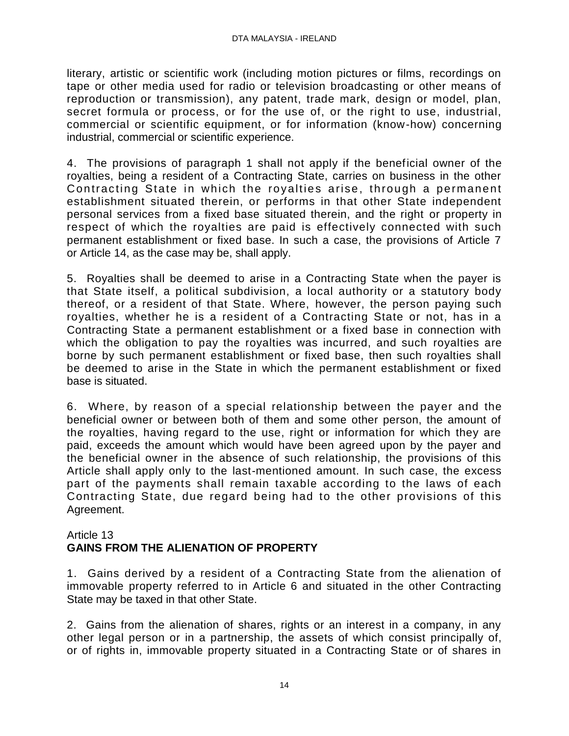literary, artistic or scientific work (including motion pictures or films, recordings on tape or other media used for radio or television broadcasting or other means of reproduction or transmission), any patent, trade mark, design or model, plan, secret formula or process, or for the use of, or the right to use, industrial, commercial or scientific equipment, or for information (know-how) concerning industrial, commercial or scientific experience.

4. The provisions of paragraph 1 shall not apply if the beneficial owner of the royalties, being a resident of a Contracting State, carries on business in the other Contracting State in which the royalties arise, through a permanent establishment situated therein, or performs in that other State independent personal services from a fixed base situated therein, and the right or property in respect of which the royalties are paid is effectively connected with such permanent establishment or fixed base. In such a case, the provisions of Article 7 or Article 14, as the case may be, shall apply.

5. Royalties shall be deemed to arise in a Contracting State when the payer is that State itself, a political subdivision, a local authority or a statutory body thereof, or a resident of that State. Where, however, the person paying such royalties, whether he is a resident of a Contracting State or not, has in a Contracting State a permanent establishment or a fixed base in connection with which the obligation to pay the royalties was incurred, and such royalties are borne by such permanent establishment or fixed base, then such royalties shall be deemed to arise in the State in which the permanent establishment or fixed base is situated.

6. Where, by reason of a special relationship between the payer and the beneficial owner or between both of them and some other person, the amount of the royalties, having regard to the use, right or information for which they are paid, exceeds the amount which would have been agreed upon by the payer and the beneficial owner in the absence of such relationship, the provisions of this Article shall apply only to the last-mentioned amount. In such case, the excess part of the payments shall remain taxable according to the laws of each Contracting State, due regard being had to the other provisions of this Agreement.

## Article 13
## GAINS FROM THE ALIENATION OF PROPERTY

1. Gains derived by a resident of a Contracting State from the alienation of immovable property referred to in Article 6 and situated in the other Contracting State may be taxed in that other State.

2. Gains from the alienation of shares, rights or an interest in a company, in any other legal person or in a partnership, the assets of which consist principally of, or of rights in, immovable property situated in a Contracting State or of shares in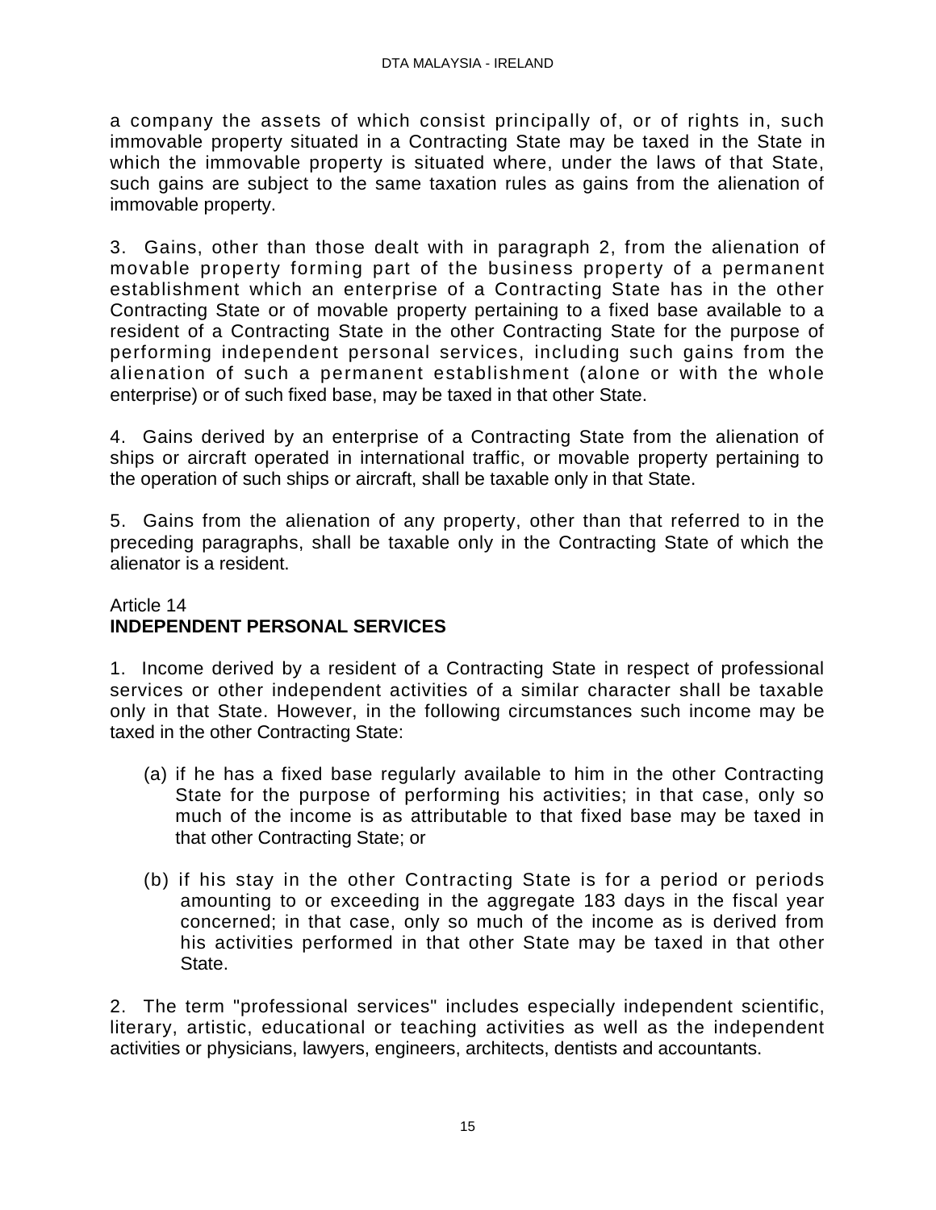a company the assets of which consist principally of, or of rights in, such immovable property situated in a Contracting State may be taxed in the State in which the immovable property is situated where, under the laws of that State, such gains are subject to the same taxation rules as gains from the alienation of immovable property.

3. Gains, other than those dealt with in paragraph 2, from the alienation of movable property forming part of the business property of a permanent establishment which an enterprise of a Contracting State has in the other Contracting State or of movable property pertaining to a fixed base available to a resident of a Contracting State in the other Contracting State for the purpose of performing independent personal services, including such gains from the alienation of such a permanent establishment (alone or with the whole enterprise) or of such fixed base, may be taxed in that other State.

4. Gains derived by an enterprise of a Contracting State from the alienation of ships or aircraft operated in international traffic, or movable property pertaining to the operation of such ships or aircraft, shall be taxable only in that State.

5. Gains from the alienation of any property, other than that referred to in the preceding paragraphs, shall be taxable only in the Contracting State of which the alienator is a resident.

Article 14
## INDEPENDENT PERSONAL SERVICES

1. Income derived by a resident of a Contracting State in respect of professional services or other independent activities of a similar character shall be taxable only in that State. However, in the following circumstances such income may be taxed in the other Contracting State:

(a) if he has a fixed base regularly available to him in the other Contracting State for the purpose of performing his activities; in that case, only so much of the income is as attributable to that fixed base may be taxed in that other Contracting State; or

(b) if his stay in the other Contracting State is for a period or periods amounting to or exceeding in the aggregate 183 days in the fiscal year concerned; in that case, only so much of the income as is derived from his activities performed in that other State may be taxed in that other State.

2. The term "professional services" includes especially independent scientific, literary, artistic, educational or teaching activities as well as the independent activities or physicians, lawyers, engineers, architects, dentists and accountants.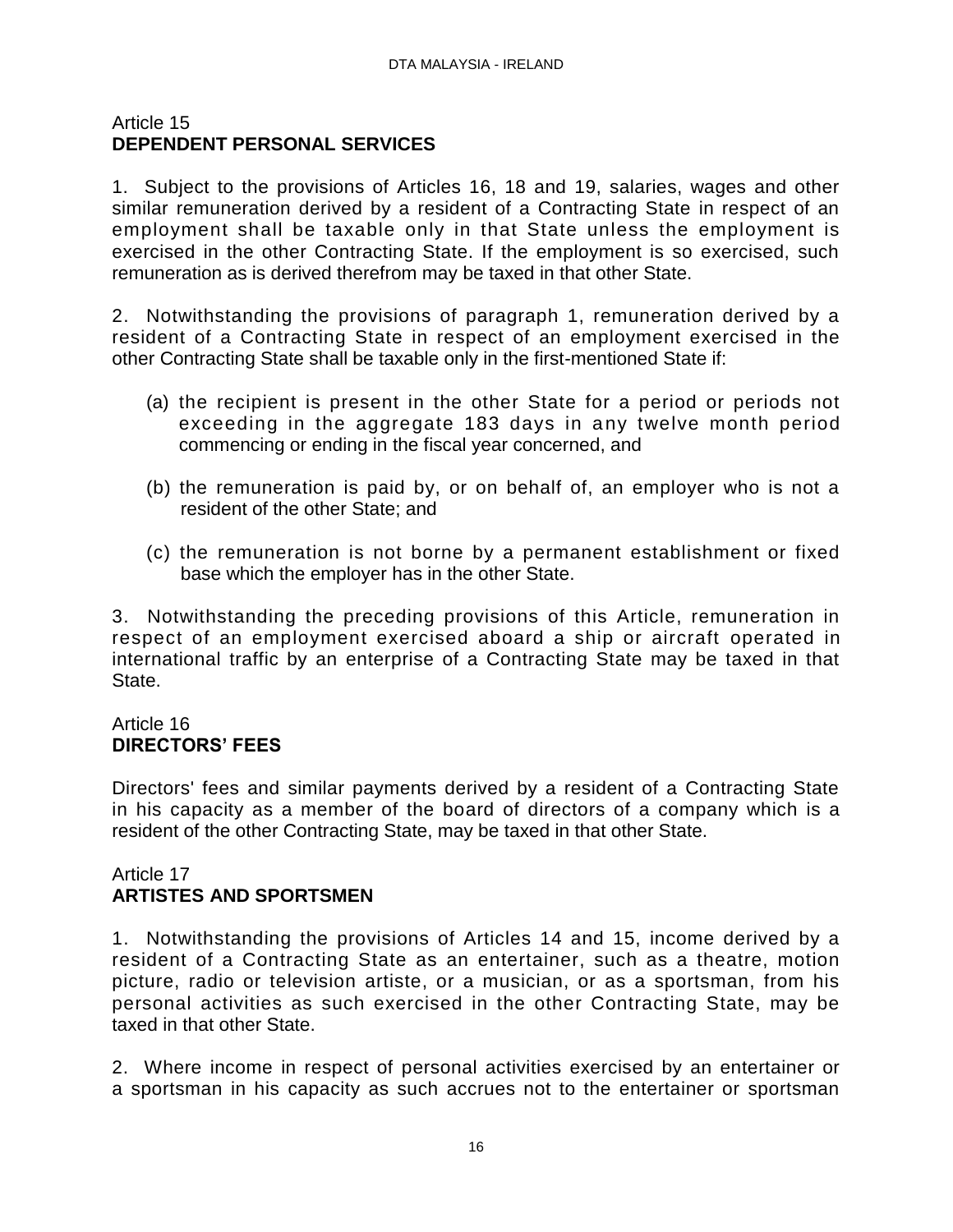## Article 15
## DEPENDENT PERSONAL SERVICES

1. Subject to the provisions of Articles 16, 18 and 19, salaries, wages and other similar remuneration derived by a resident of a Contracting State in respect of an employment shall be taxable only in that State unless the employment is exercised in the other Contracting State. If the employment is so exercised, such remuneration as is derived therefrom may be taxed in that other State.

2. Notwithstanding the provisions of paragraph 1, remuneration derived by a resident of a Contracting State in respect of an employment exercised in the other Contracting State shall be taxable only in the first-mentioned State if:

(a) the recipient is present in the other State for a period or periods not exceeding in the aggregate 183 days in any twelve month period commencing or ending in the fiscal year concerned, and

(b) the remuneration is paid by, or on behalf of, an employer who is not a resident of the other State; and

(c) the remuneration is not borne by a permanent establishment or fixed base which the employer has in the other State.

3. Notwithstanding the preceding provisions of this Article, remuneration in respect of an employment exercised aboard a ship or aircraft operated in international traffic by an enterprise of a Contracting State may be taxed in that State.

## Article 16
## DIRECTORS' FEES

Directors' fees and similar payments derived by a resident of a Contracting State in his capacity as a member of the board of directors of a company which is a resident of the other Contracting State, may be taxed in that other State.

## Article 17
## ARTISTES AND SPORTSMEN

1. Notwithstanding the provisions of Articles 14 and 15, income derived by a resident of a Contracting State as an entertainer, such as a theatre, motion picture, radio or television artiste, or a musician, or as a sportsman, from his personal activities as such exercised in the other Contracting State, may be taxed in that other State.

2. Where income in respect of personal activities exercised by an entertainer or a sportsman in his capacity as such accrues not to the entertainer or sportsman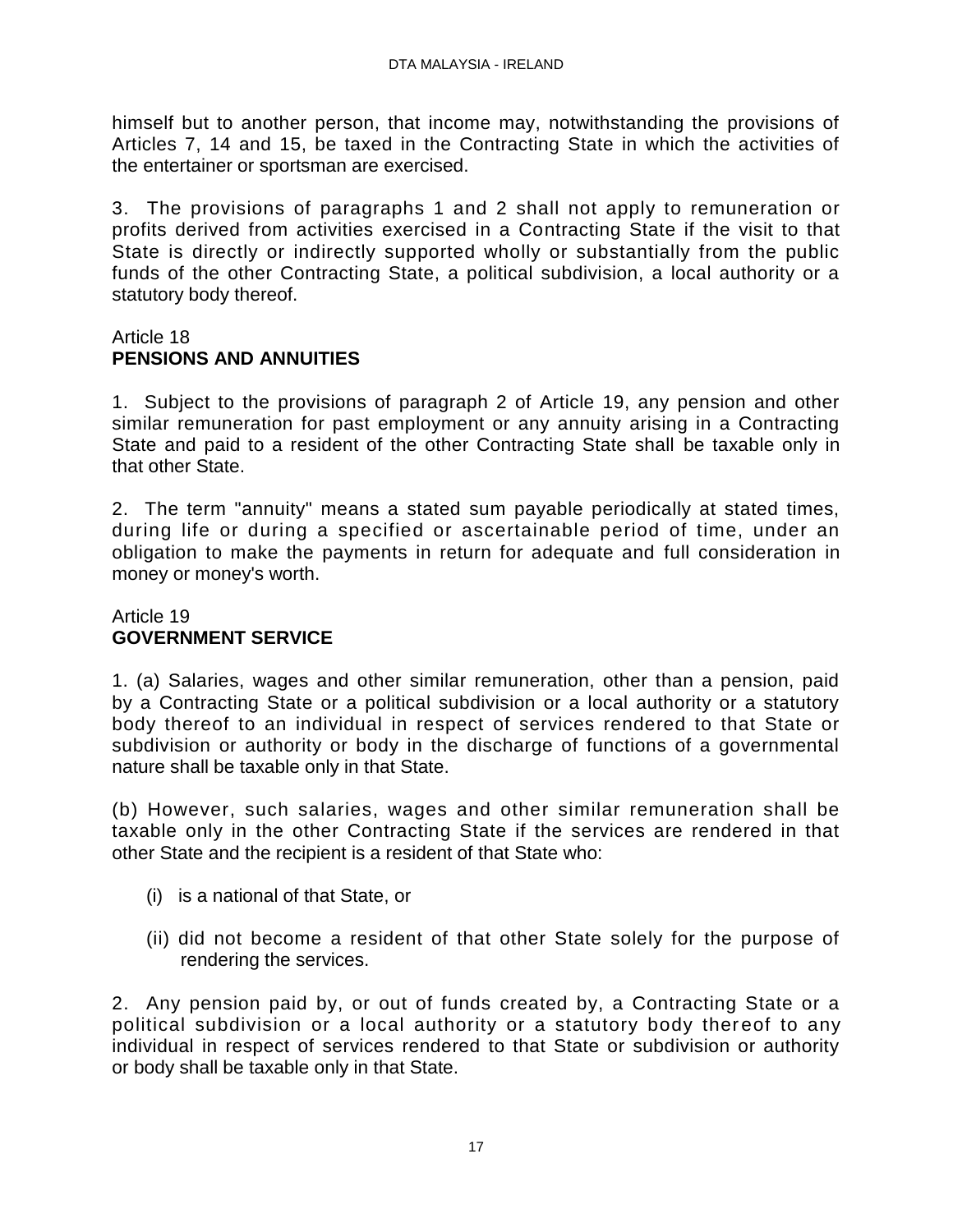himself but to another person, that income may, notwithstanding the provisions of Articles 7, 14 and 15, be taxed in the Contracting State in which the activities of the entertainer or sportsman are exercised.

3. The provisions of paragraphs 1 and 2 shall not apply to remuneration or profits derived from activities exercised in a Contracting State if the visit to that State is directly or indirectly supported wholly or substantially from the public funds of the other Contracting State, a political subdivision, a local authority or a statutory body thereof.

Article 18
**PENSIONS AND ANNUITIES**

1. Subject to the provisions of paragraph 2 of Article 19, any pension and other similar remuneration for past employment or any annuity arising in a Contracting State and paid to a resident of the other Contracting State shall be taxable only in that other State.

2. The term "annuity" means a stated sum payable periodically at stated times, during life or during a specified or ascertainable period of time, under an obligation to make the payments in return for adequate and full consideration in money or money's worth.

Article 19
**GOVERNMENT SERVICE**

1. (a) Salaries, wages and other similar remuneration, other than a pension, paid by a Contracting State or a political subdivision or a local authority or a statutory body thereof to an individual in respect of services rendered to that State or subdivision or authority or body in the discharge of functions of a governmental nature shall be taxable only in that State.

(b) However, such salaries, wages and other similar remuneration shall be taxable only in the other Contracting State if the services are rendered in that other State and the recipient is a resident of that State who:

(i) is a national of that State, or

(ii) did not become a resident of that other State solely for the purpose of rendering the services.

2. Any pension paid by, or out of funds created by, a Contracting State or a political subdivision or a local authority or a statutory body thereof to any individual in respect of services rendered to that State or subdivision or authority or body shall be taxable only in that State.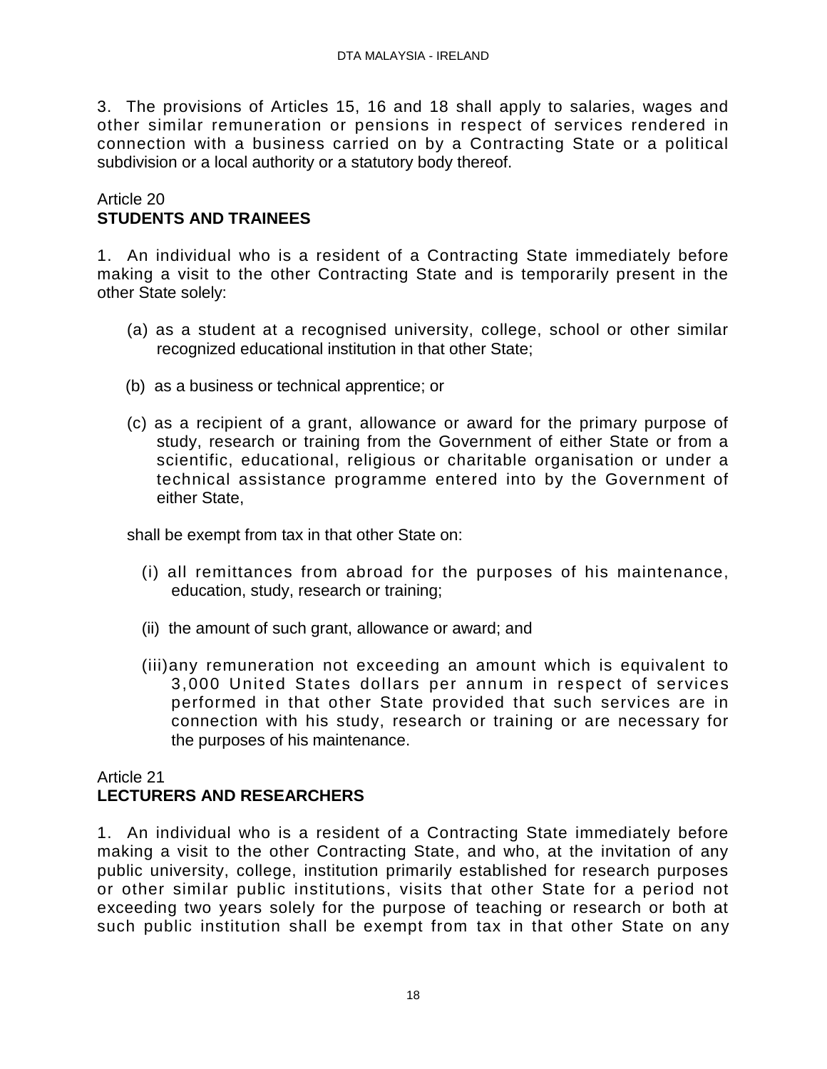3. The provisions of Articles 15, 16 and 18 shall apply to salaries, wages and other similar remuneration or pensions in respect of services rendered in connection with a business carried on by a Contracting State or a political subdivision or a local authority or a statutory body thereof.

Article 20
**STUDENTS AND TRAINEES**

1. An individual who is a resident of a Contracting State immediately before making a visit to the other Contracting State and is temporarily present in the other State solely:

(a) as a student at a recognised university, college, school or other similar recognized educational institution in that other State;

(b) as a business or technical apprentice; or

(c) as a recipient of a grant, allowance or award for the primary purpose of study, research or training from the Government of either State or from a scientific, educational, religious or charitable organisation or under a technical assistance programme entered into by the Government of either State,

shall be exempt from tax in that other State on:

(i) all remittances from abroad for the purposes of his maintenance, education, study, research or training;

(ii) the amount of such grant, allowance or award; and

(iii) any remuneration not exceeding an amount which is equivalent to 3,000 United States dollars per annum in respect of services performed in that other State provided that such services are in connection with his study, research or training or are necessary for the purposes of his maintenance.

Article 21
**LECTURERS AND RESEARCHERS**

1. An individual who is a resident of a Contracting State immediately before making a visit to the other Contracting State, and who, at the invitation of any public university, college, institution primarily established for research purposes or other similar public institutions, visits that other State for a period not exceeding two years solely for the purpose of teaching or research or both at such public institution shall be exempt from tax in that other State on any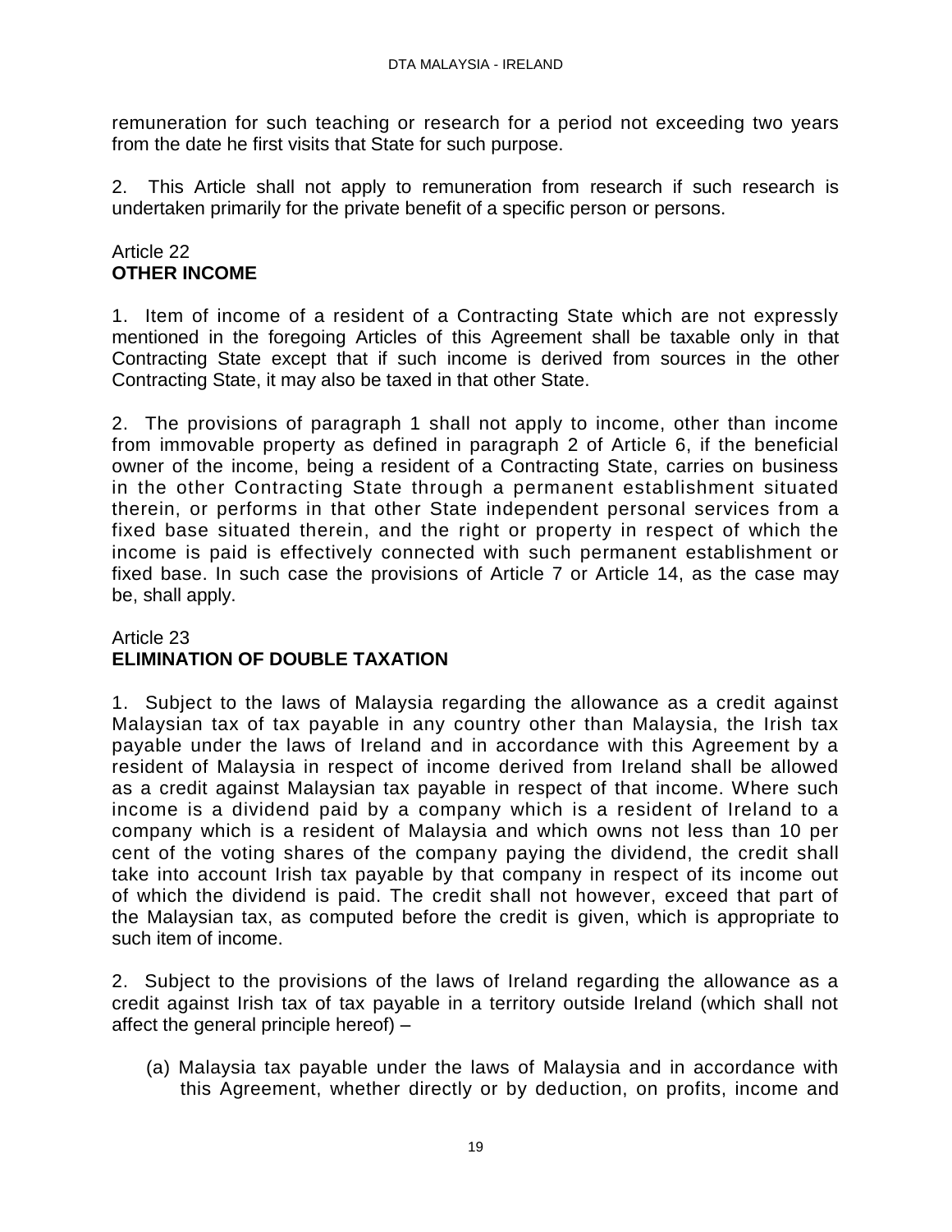remuneration for such teaching or research for a period not exceeding two years from the date he first visits that State for such purpose.

2. This Article shall not apply to remuneration from research if such research is undertaken primarily for the private benefit of a specific person or persons.

Article 22
**OTHER INCOME**

1. Item of income of a resident of a Contracting State which are not expressly mentioned in the foregoing Articles of this Agreement shall be taxable only in that Contracting State except that if such income is derived from sources in the other Contracting State, it may also be taxed in that other State.

2. The provisions of paragraph 1 shall not apply to income, other than income from immovable property as defined in paragraph 2 of Article 6, if the beneficial owner of the income, being a resident of a Contracting State, carries on business in the other Contracting State through a permanent establishment situated therein, or performs in that other State independent personal services from a fixed base situated therein, and the right or property in respect of which the income is paid is effectively connected with such permanent establishment or fixed base. In such case the provisions of Article 7 or Article 14, as the case may be, shall apply.

Article 23
**ELIMINATION OF DOUBLE TAXATION**

1. Subject to the laws of Malaysia regarding the allowance as a credit against Malaysian tax of tax payable in any country other than Malaysia, the Irish tax payable under the laws of Ireland and in accordance with this Agreement by a resident of Malaysia in respect of income derived from Ireland shall be allowed as a credit against Malaysian tax payable in respect of that income. Where such income is a dividend paid by a company which is a resident of Ireland to a company which is a resident of Malaysia and which owns not less than 10 per cent of the voting shares of the company paying the dividend, the credit shall take into account Irish tax payable by that company in respect of its income out of which the dividend is paid. The credit shall not however, exceed that part of the Malaysian tax, as computed before the credit is given, which is appropriate to such item of income.

2. Subject to the provisions of the laws of Ireland regarding the allowance as a credit against Irish tax of tax payable in a territory outside Ireland (which shall not affect the general principle hereof) –

(a) Malaysia tax payable under the laws of Malaysia and in accordance with this Agreement, whether directly or by deduction, on profits, income and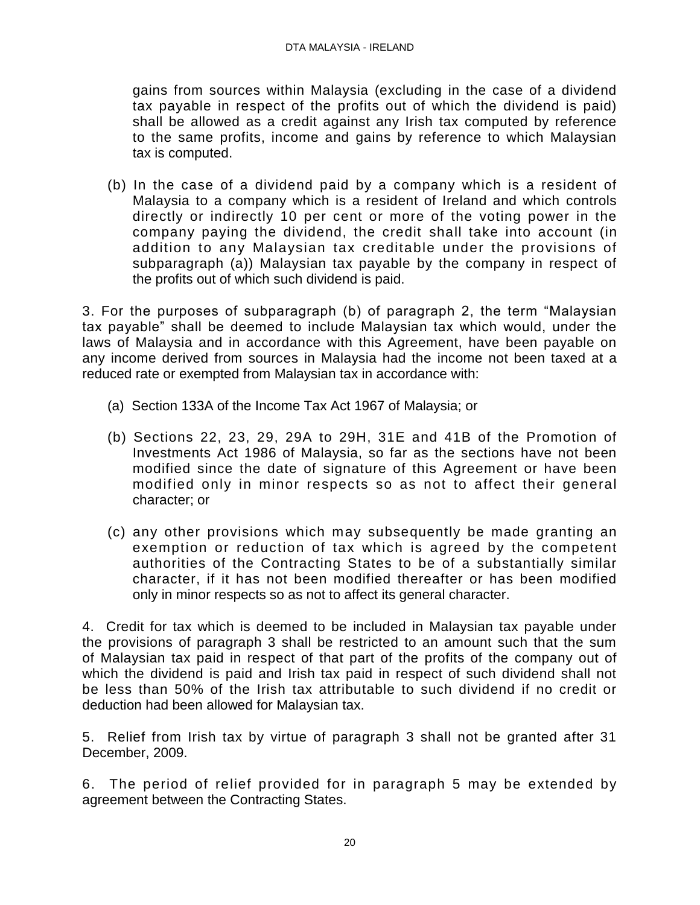gains from sources within Malaysia (excluding in the case of a dividend tax payable in respect of the profits out of which the dividend is paid) shall be allowed as a credit against any Irish tax computed by reference to the same profits, income and gains by reference to which Malaysian tax is computed.

(b) In the case of a dividend paid by a company which is a resident of Malaysia to a company which is a resident of Ireland and which controls directly or indirectly 10 per cent or more of the voting power in the company paying the dividend, the credit shall take into account (in addition to any Malaysian tax creditable under the provisions of subparagraph (a)) Malaysian tax payable by the company in respect of the profits out of which such dividend is paid.

3. For the purposes of subparagraph (b) of paragraph 2, the term "Malaysian tax payable" shall be deemed to include Malaysian tax which would, under the laws of Malaysia and in accordance with this Agreement, have been payable on any income derived from sources in Malaysia had the income not been taxed at a reduced rate or exempted from Malaysian tax in accordance with:

(a) Section 133A of the Income Tax Act 1967 of Malaysia; or

(b) Sections 22, 23, 29, 29A to 29H, 31E and 41B of the Promotion of Investments Act 1986 of Malaysia, so far as the sections have not been modified since the date of signature of this Agreement or have been modified only in minor respects so as not to affect their general character; or

(c) any other provisions which may subsequently be made granting an exemption or reduction of tax which is agreed by the competent authorities of the Contracting States to be of a substantially similar character, if it has not been modified thereafter or has been modified only in minor respects so as not to affect its general character.

4. Credit for tax which is deemed to be included in Malaysian tax payable under the provisions of paragraph 3 shall be restricted to an amount such that the sum of Malaysian tax paid in respect of that part of the profits of the company out of which the dividend is paid and Irish tax paid in respect of such dividend shall not be less than 50% of the Irish tax attributable to such dividend if no credit or deduction had been allowed for Malaysian tax.

5. Relief from Irish tax by virtue of paragraph 3 shall not be granted after 31 December, 2009.

6. The period of relief provided for in paragraph 5 may be extended by agreement between the Contracting States.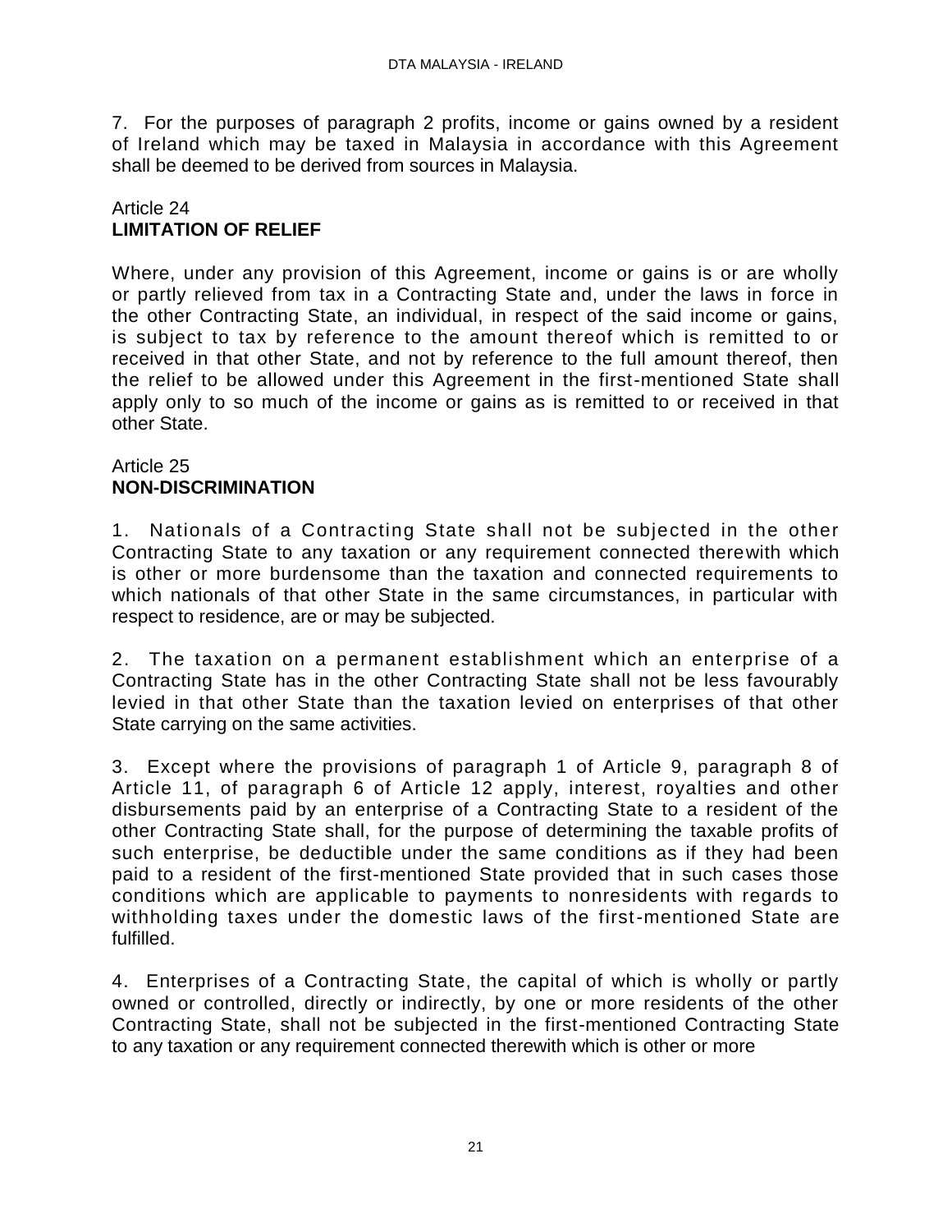7. For the purposes of paragraph 2 profits, income or gains owned by a resident of Ireland which may be taxed in Malaysia in accordance with this Agreement shall be deemed to be derived from sources in Malaysia.

Article 24
**LIMITATION OF RELIEF**

Where, under any provision of this Agreement, income or gains is or are wholly or partly relieved from tax in a Contracting State and, under the laws in force in the other Contracting State, an individual, in respect of the said income or gains, is subject to tax by reference to the amount thereof which is remitted to or received in that other State, and not by reference to the full amount thereof, then the relief to be allowed under this Agreement in the first-mentioned State shall apply only to so much of the income or gains as is remitted to or received in that other State.

Article 25
**NON-DISCRIMINATION**

1. Nationals of a Contracting State shall not be subjected in the other Contracting State to any taxation or any requirement connected therewith which is other or more burdensome than the taxation and connected requirements to which nationals of that other State in the same circumstances, in particular with respect to residence, are or may be subjected.

2. The taxation on a permanent establishment which an enterprise of a Contracting State has in the other Contracting State shall not be less favourably levied in that other State than the taxation levied on enterprises of that other State carrying on the same activities.

3. Except where the provisions of paragraph 1 of Article 9, paragraph 8 of Article 11, of paragraph 6 of Article 12 apply, interest, royalties and other disbursements paid by an enterprise of a Contracting State to a resident of the other Contracting State shall, for the purpose of determining the taxable profits of such enterprise, be deductible under the same conditions as if they had been paid to a resident of the first-mentioned State provided that in such cases those conditions which are applicable to payments to nonresidents with regards to withholding taxes under the domestic laws of the first-mentioned State are fulfilled.

4. Enterprises of a Contracting State, the capital of which is wholly or partly owned or controlled, directly or indirectly, by one or more residents of the other Contracting State, shall not be subjected in the first-mentioned Contracting State to any taxation or any requirement connected therewith which is other or more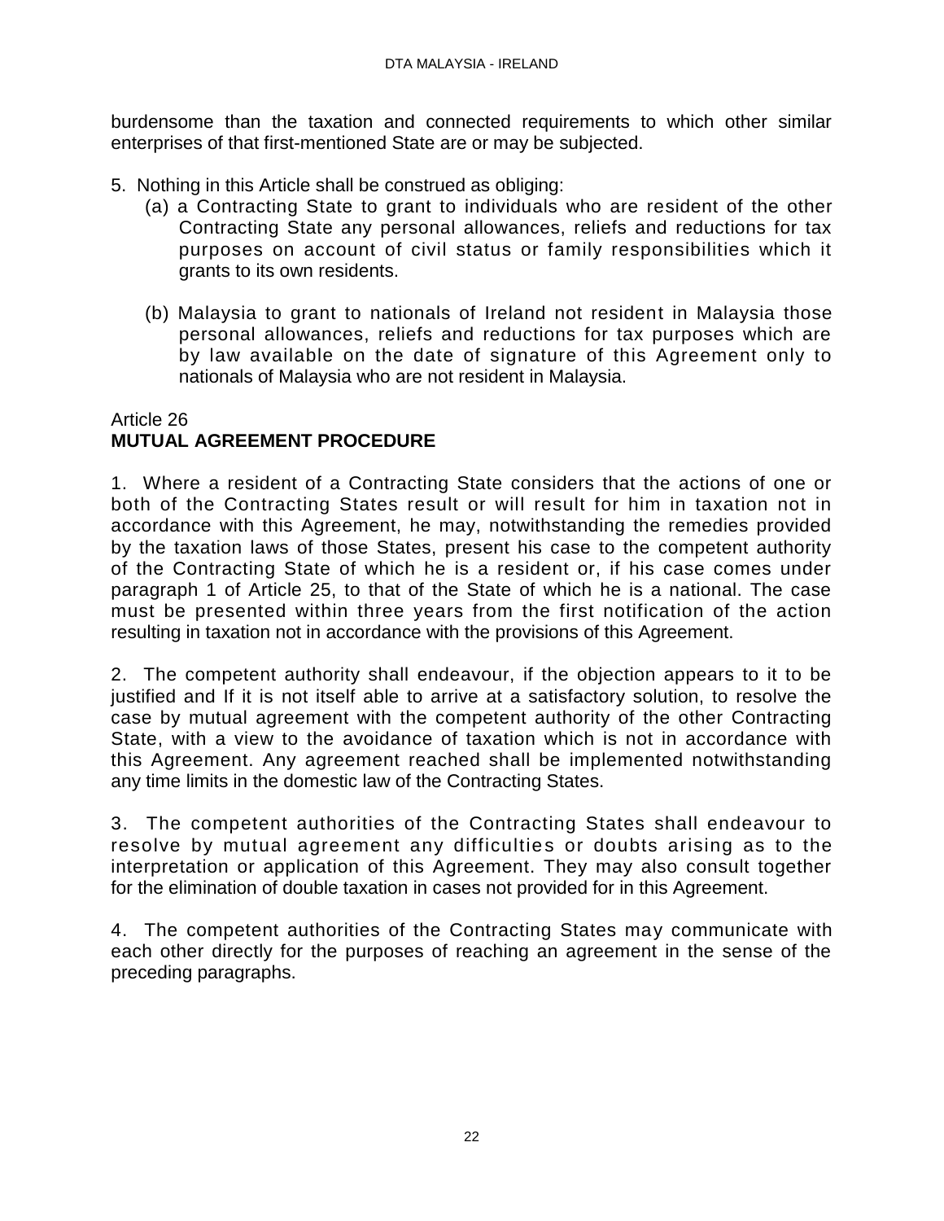burdensome than the taxation and connected requirements to which other similar enterprises of that first-mentioned State are or may be subjected.

5. Nothing in this Article shall be construed as obliging:

(a) a Contracting State to grant to individuals who are resident of the other Contracting State any personal allowances, reliefs and reductions for tax purposes on account of civil status or family responsibilities which it grants to its own residents.

(b) Malaysia to grant to nationals of Ireland not resident in Malaysia those personal allowances, reliefs and reductions for tax purposes which are by law available on the date of signature of this Agreement only to nationals of Malaysia who are not resident in Malaysia.

Article 26
**MUTUAL AGREEMENT PROCEDURE**

1. Where a resident of a Contracting State considers that the actions of one or both of the Contracting States result or will result for him in taxation not in accordance with this Agreement, he may, notwithstanding the remedies provided by the taxation laws of those States, present his case to the competent authority of the Contracting State of which he is a resident or, if his case comes under paragraph 1 of Article 25, to that of the State of which he is a national. The case must be presented within three years from the first notification of the action resulting in taxation not in accordance with the provisions of this Agreement.

2. The competent authority shall endeavour, if the objection appears to it to be justified and If it is not itself able to arrive at a satisfactory solution, to resolve the case by mutual agreement with the competent authority of the other Contracting State, with a view to the avoidance of taxation which is not in accordance with this Agreement. Any agreement reached shall be implemented notwithstanding any time limits in the domestic law of the Contracting States.

3. The competent authorities of the Contracting States shall endeavour to resolve by mutual agreement any difficulties or doubts arising as to the interpretation or application of this Agreement. They may also consult together for the elimination of double taxation in cases not provided for in this Agreement.

4. The competent authorities of the Contracting States may communicate with each other directly for the purposes of reaching an agreement in the sense of the preceding paragraphs.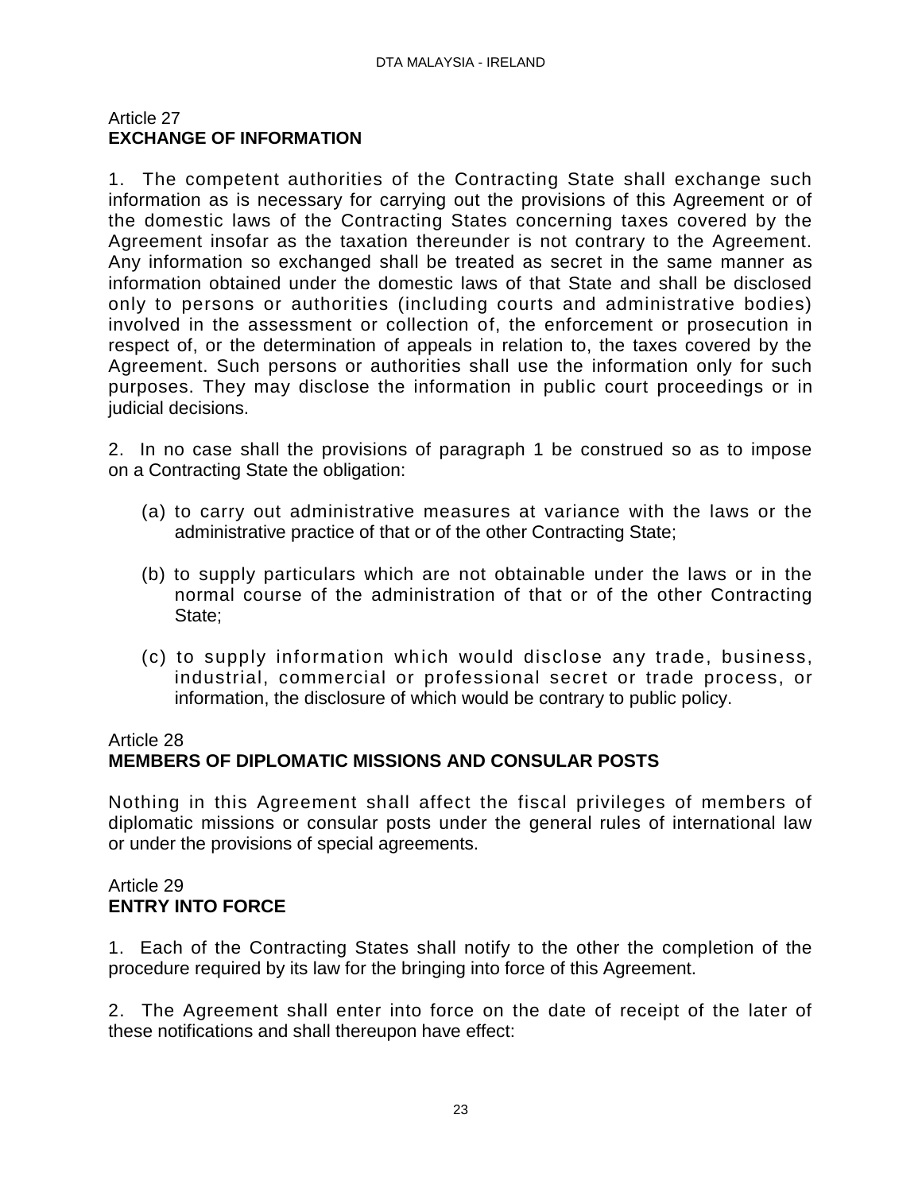Article 27
**EXCHANGE OF INFORMATION**

1. The competent authorities of the Contracting State shall exchange such information as is necessary for carrying out the provisions of this Agreement or of the domestic laws of the Contracting States concerning taxes covered by the Agreement insofar as the taxation thereunder is not contrary to the Agreement. Any information so exchanged shall be treated as secret in the same manner as information obtained under the domestic laws of that State and shall be disclosed only to persons or authorities (including courts and administrative bodies) involved in the assessment or collection of, the enforcement or prosecution in respect of, or the determination of appeals in relation to, the taxes covered by the Agreement. Such persons or authorities shall use the information only for such purposes. They may disclose the information in public court proceedings or in judicial decisions.

2. In no case shall the provisions of paragraph 1 be construed so as to impose on a Contracting State the obligation:

(a) to carry out administrative measures at variance with the laws or the administrative practice of that or of the other Contracting State;

(b) to supply particulars which are not obtainable under the laws or in the normal course of the administration of that or of the other Contracting State;

(c) to supply information which would disclose any trade, business, industrial, commercial or professional secret or trade process, or information, the disclosure of which would be contrary to public policy.

Article 28
**MEMBERS OF DIPLOMATIC MISSIONS AND CONSULAR POSTS**

Nothing in this Agreement shall affect the fiscal privileges of members of diplomatic missions or consular posts under the general rules of international law or under the provisions of special agreements.

Article 29
**ENTRY INTO FORCE**

1. Each of the Contracting States shall notify to the other the completion of the procedure required by its law for the bringing into force of this Agreement.

2. The Agreement shall enter into force on the date of receipt of the later of these notifications and shall thereupon have effect: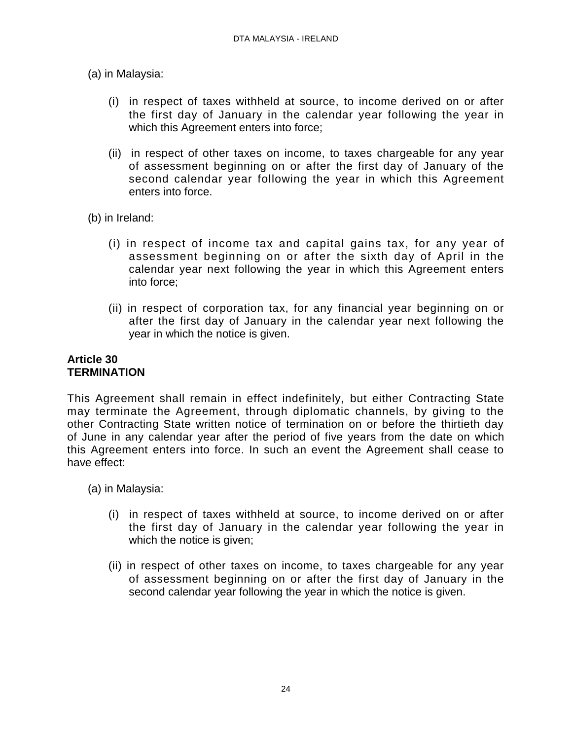(a) in Malaysia:

- (i) in respect of taxes withheld at source, to income derived on or after the first day of January in the calendar year following the year in which this Agreement enters into force;

- (ii) in respect of other taxes on income, to taxes chargeable for any year of assessment beginning on or after the first day of January of the second calendar year following the year in which this Agreement enters into force.

(b) in Ireland:

- (i) in respect of income tax and capital gains tax, for any year of assessment beginning on or after the sixth day of April in the calendar year next following the year in which this Agreement enters into force;

- (ii) in respect of corporation tax, for any financial year beginning on or after the first day of January in the calendar year next following the year in which the notice is given.

**Article 30**
**TERMINATION**

This Agreement shall remain in effect indefinitely, but either Contracting State may terminate the Agreement, through diplomatic channels, by giving to the other Contracting State written notice of termination on or before the thirtieth day of June in any calendar year after the period of five years from the date on which this Agreement enters into force. In such an event the Agreement shall cease to have effect:

(a) in Malaysia:

- (i) in respect of taxes withheld at source, to income derived on or after the first day of January in the calendar year following the year in which the notice is given;

- (ii) in respect of other taxes on income, to taxes chargeable for any year of assessment beginning on or after the first day of January in the second calendar year following the year in which the notice is given.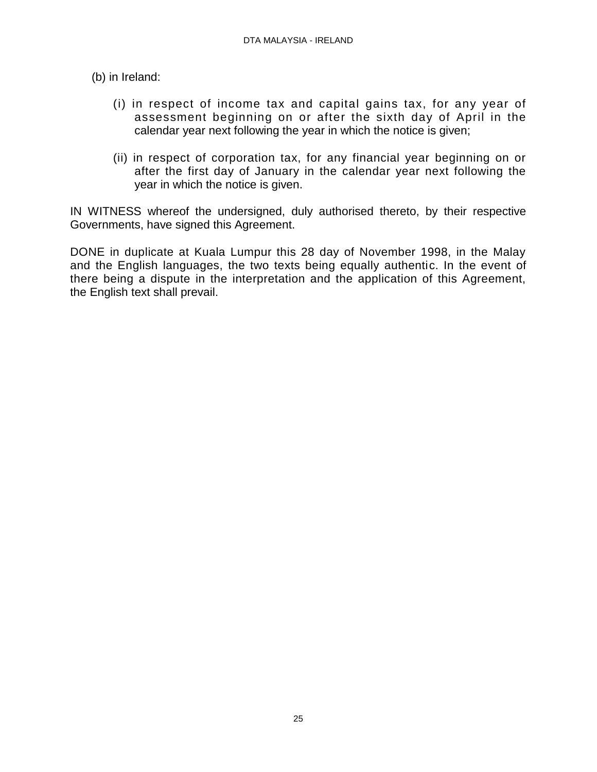(b) in Ireland:

(i) in respect of income tax and capital gains tax, for any year of assessment beginning on or after the sixth day of April in the calendar year next following the year in which the notice is given;

(ii) in respect of corporation tax, for any financial year beginning on or after the first day of January in the calendar year next following the year in which the notice is given.

IN WITNESS whereof the undersigned, duly authorised thereto, by their respective Governments, have signed this Agreement.

DONE in duplicate at Kuala Lumpur this 28 day of November 1998, in the Malay and the English languages, the two texts being equally authentic. In the event of there being a dispute in the interpretation and the application of this Agreement, the English text shall prevail.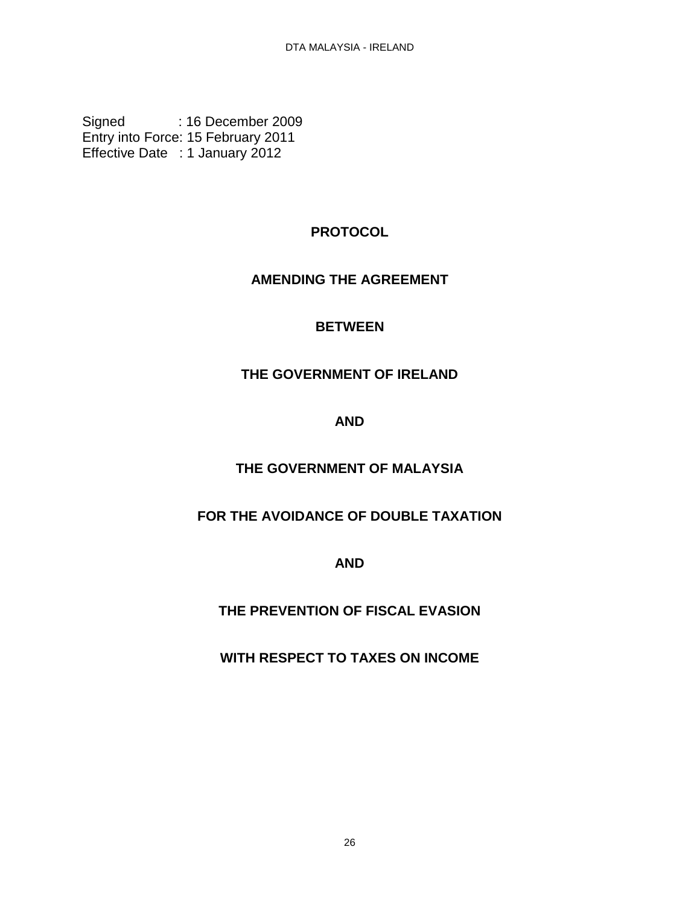Signed : 16 December 2009
Entry into Force: 15 February 2011
Effective Date : 1 January 2012

# PROTOCOL

# AMENDING THE AGREEMENT

# BETWEEN

# THE GOVERNMENT OF IRELAND

# AND

# THE GOVERNMENT OF MALAYSIA

# FOR THE AVOIDANCE OF DOUBLE TAXATION

# AND

# THE PREVENTION OF FISCAL EVASION

# WITH RESPECT TO TAXES ON INCOME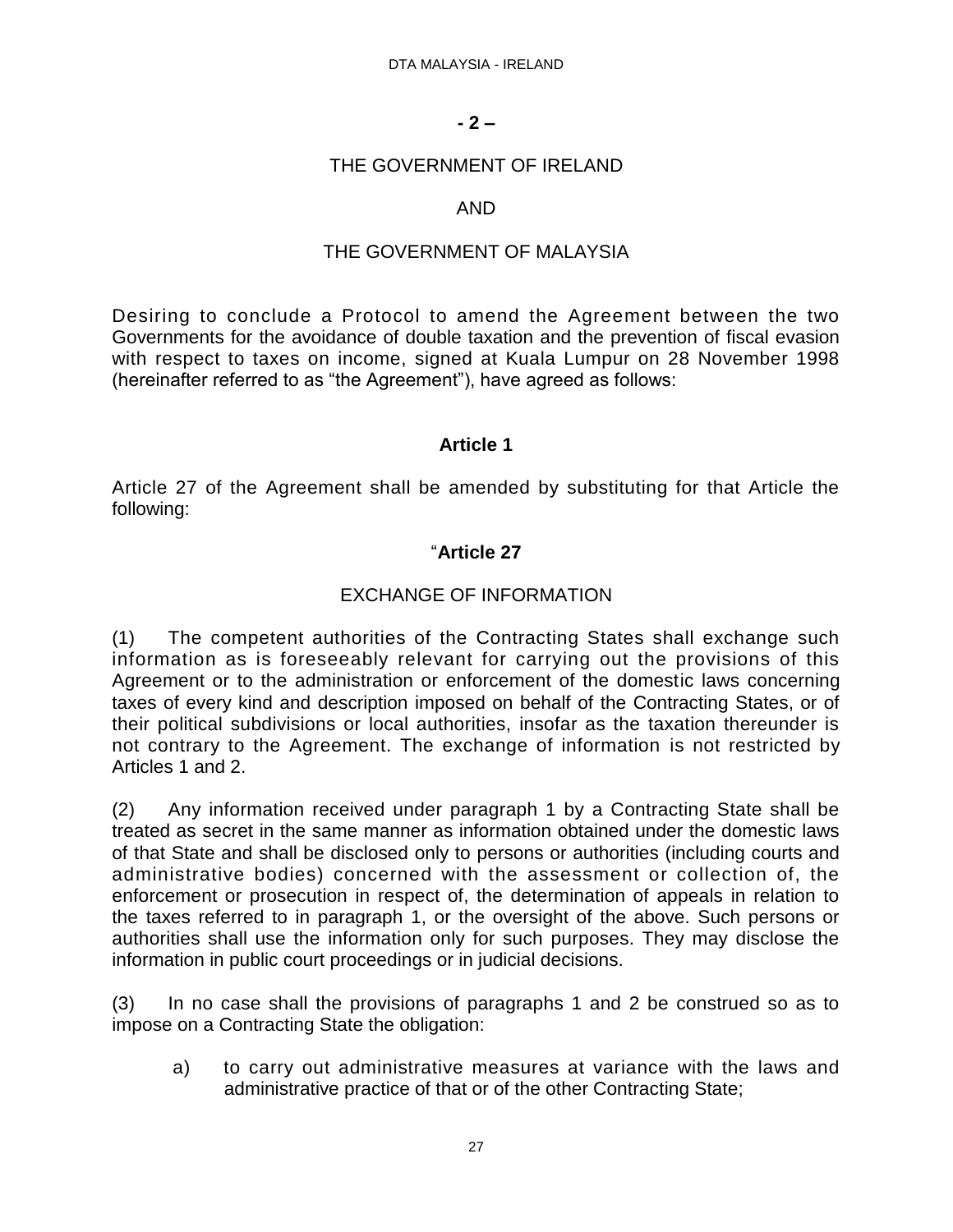**- 2 –**

THE GOVERNMENT OF IRELAND

AND

THE GOVERNMENT OF MALAYSIA

Desiring to conclude a Protocol to amend the Agreement between the two Governments for the avoidance of double taxation and the prevention of fiscal evasion with respect to taxes on income, signed at Kuala Lumpur on 28 November 1998 (hereinafter referred to as "the Agreement"), have agreed as follows:

### Article 1

Article 27 of the Agreement shall be amended by substituting for that Article the following:

### "Article 27

### EXCHANGE OF INFORMATION

(1) The competent authorities of the Contracting States shall exchange such information as is foreseeably relevant for carrying out the provisions of this Agreement or to the administration or enforcement of the domestic laws concerning taxes of every kind and description imposed on behalf of the Contracting States, or of their political subdivisions or local authorities, insofar as the taxation thereunder is not contrary to the Agreement. The exchange of information is not restricted by Articles 1 and 2.

(2) Any information received under paragraph 1 by a Contracting State shall be treated as secret in the same manner as information obtained under the domestic laws of that State and shall be disclosed only to persons or authorities (including courts and administrative bodies) concerned with the assessment or collection of, the enforcement or prosecution in respect of, the determination of appeals in relation to the taxes referred to in paragraph 1, or the oversight of the above. Such persons or authorities shall use the information only for such purposes. They may disclose the information in public court proceedings or in judicial decisions.

(3) In no case shall the provisions of paragraphs 1 and 2 be construed so as to impose on a Contracting State the obligation:

a) to carry out administrative measures at variance with the laws and administrative practice of that or of the other Contracting State;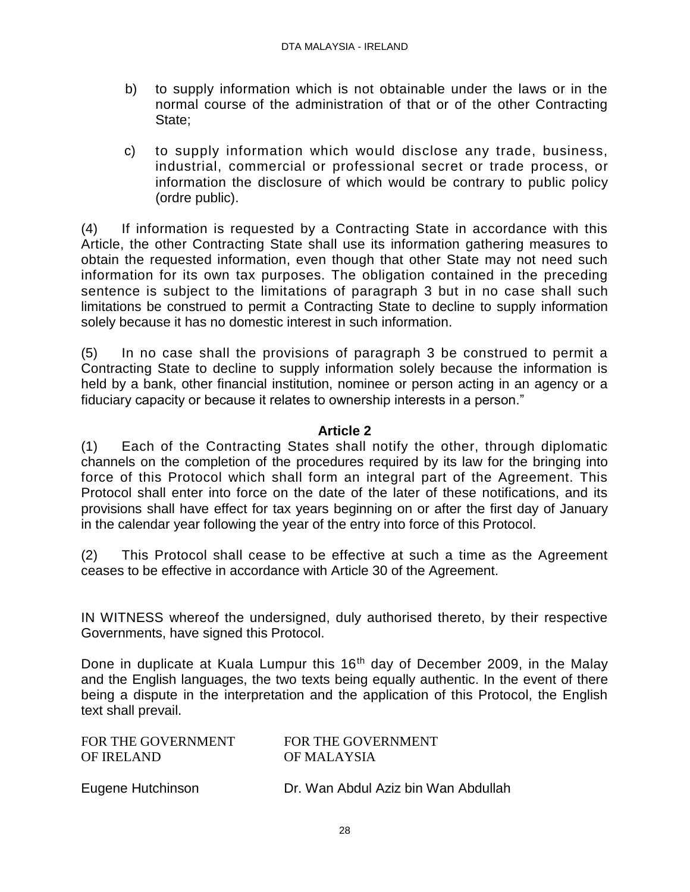b) to supply information which is not obtainable under the laws or in the normal course of the administration of that or of the other Contracting State;

c) to supply information which would disclose any trade, business, industrial, commercial or professional secret or trade process, or information the disclosure of which would be contrary to public policy (ordre public).

(4) If information is requested by a Contracting State in accordance with this Article, the other Contracting State shall use its information gathering measures to obtain the requested information, even though that other State may not need such information for its own tax purposes. The obligation contained in the preceding sentence is subject to the limitations of paragraph 3 but in no case shall such limitations be construed to permit a Contracting State to decline to supply information solely because it has no domestic interest in such information.

(5) In no case shall the provisions of paragraph 3 be construed to permit a Contracting State to decline to supply information solely because the information is held by a bank, other financial institution, nominee or person acting in an agency or a fiduciary capacity or because it relates to ownership interests in a person."

**Article 2**

(1) Each of the Contracting States shall notify the other, through diplomatic channels on the completion of the procedures required by its law for the bringing into force of this Protocol which shall form an integral part of the Agreement. This Protocol shall enter into force on the date of the later of these notifications, and its provisions shall have effect for tax years beginning on or after the first day of January in the calendar year following the year of the entry into force of this Protocol.

(2) This Protocol shall cease to be effective at such a time as the Agreement ceases to be effective in accordance with Article 30 of the Agreement.

IN WITNESS whereof the undersigned, duly authorised thereto, by their respective Governments, have signed this Protocol.

Done in duplicate at Kuala Lumpur this 16th day of December 2009, in the Malay and the English languages, the two texts being equally authentic. In the event of there being a dispute in the interpretation and the application of this Protocol, the English text shall prevail.

| | |
|---|---|
| FOR THE GOVERNMENT OF IRELAND | FOR THE GOVERNMENT OF MALAYSIA |
| Eugene Hutchinson | Dr. Wan Abdul Aziz bin Wan Abdullah |